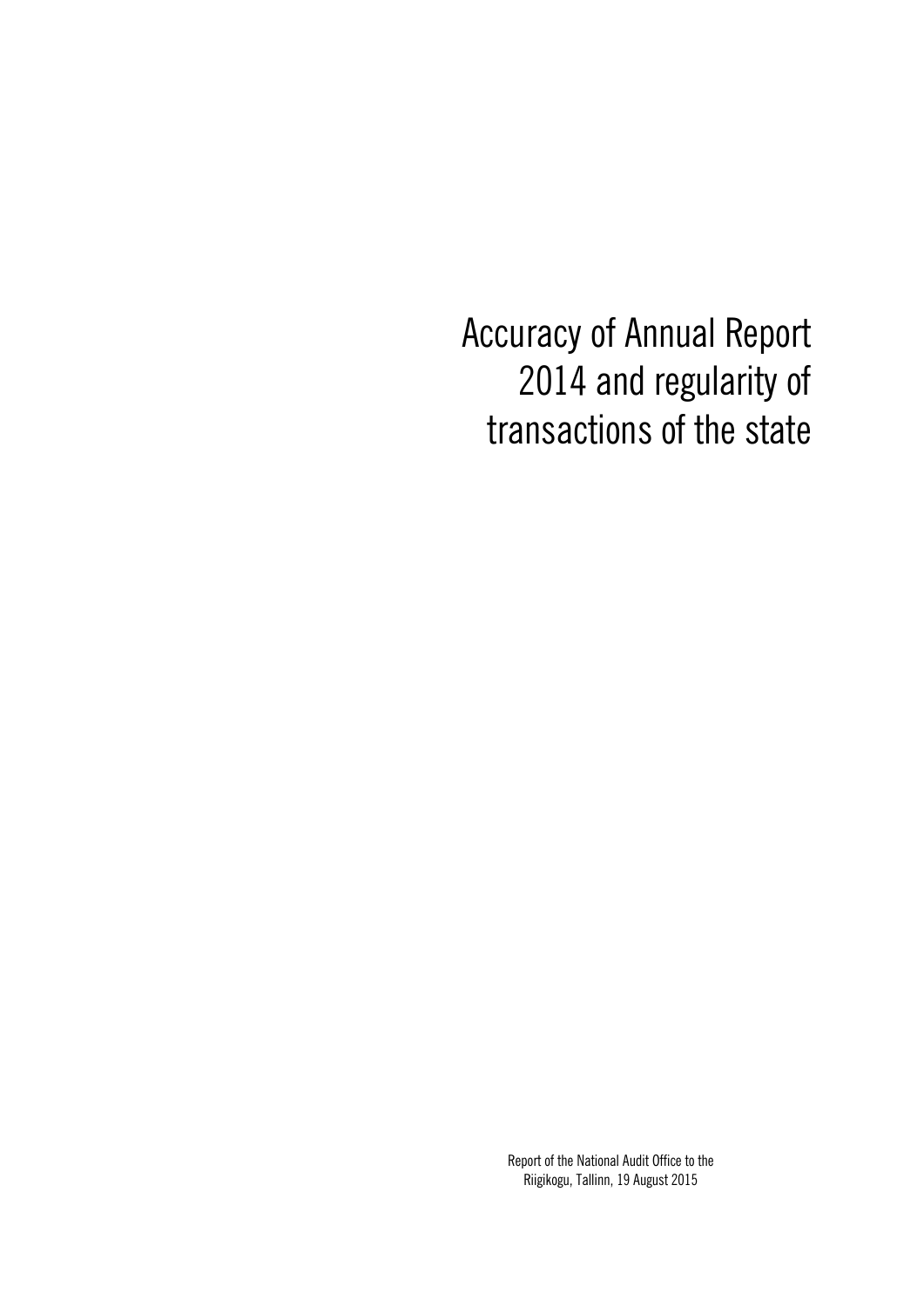# Accuracy of Annual Report 2014 and regularity of transactions of the state

Report of the National Audit Office to the Riigikogu, Tallinn, 19 August 2015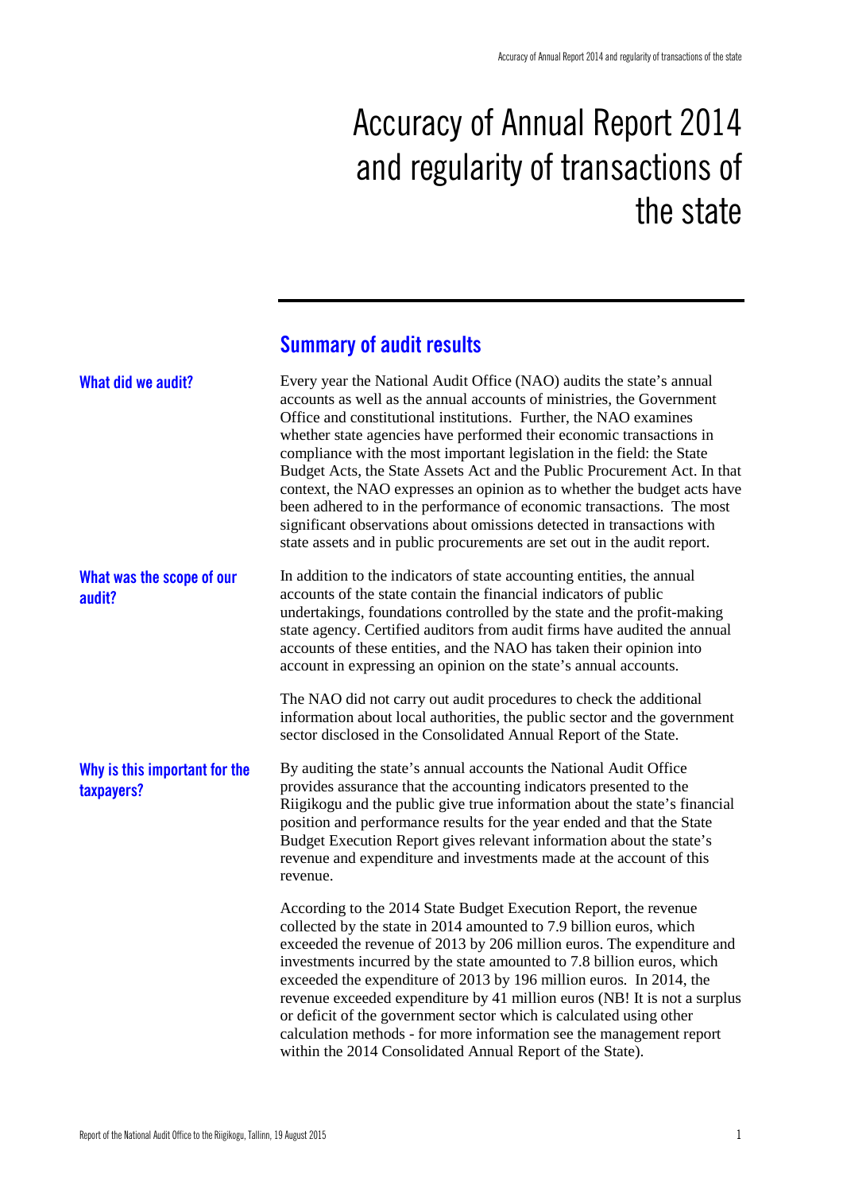# Accuracy of Annual Report 2014 and regularity of transactions of the state

## Summary of audit results

### What did we audit?

Every year the National Audit Office (NAO) audits the state's annual accounts as well as the annual accounts of ministries, the Government Office and constitutional institutions. Further, the NAO examines whether state agencies have performed their economic transactions in compliance with the most important legislation in the field: the State Budget Acts, the State Assets Act and the Public Procurement Act. In that context, the NAO expresses an opinion as to whether the budget acts have been adhered to in the performance of economic transactions. The most significant observations about omissions detected in transactions with state assets and in public procurements are set out in the audit report.

### What was the scope of our audit?

In addition to the indicators of state accounting entities, the annual accounts of the state contain the financial indicators of public undertakings, foundations controlled by the state and the profit-making state agency. Certified auditors from audit firms have audited the annual accounts of these entities, and the NAO has taken their opinion into account in expressing an opinion on the state's annual accounts.

The NAO did not carry out audit procedures to check the additional information about local authorities, the public sector and the government sector disclosed in the Consolidated Annual Report of the State.

### Why is this important for the taxpayers?

By auditing the state's annual accounts the National Audit Office provides assurance that the accounting indicators presented to the Riigikogu and the public give true information about the state's financial position and performance results for the year ended and that the State Budget Execution Report gives relevant information about the state's revenue and expenditure and investments made at the account of this revenue.

According to the 2014 State Budget Execution Report, the revenue collected by the state in 2014 amounted to 7.9 billion euros, which exceeded the revenue of 2013 by 206 million euros. The expenditure and investments incurred by the state amounted to 7.8 billion euros, which exceeded the expenditure of 2013 by 196 million euros. In 2014, the revenue exceeded expenditure by 41 million euros (NB! It is not a surplus or deficit of the government sector which is calculated using other calculation methods - for more information see the management report within the 2014 Consolidated Annual Report of the State).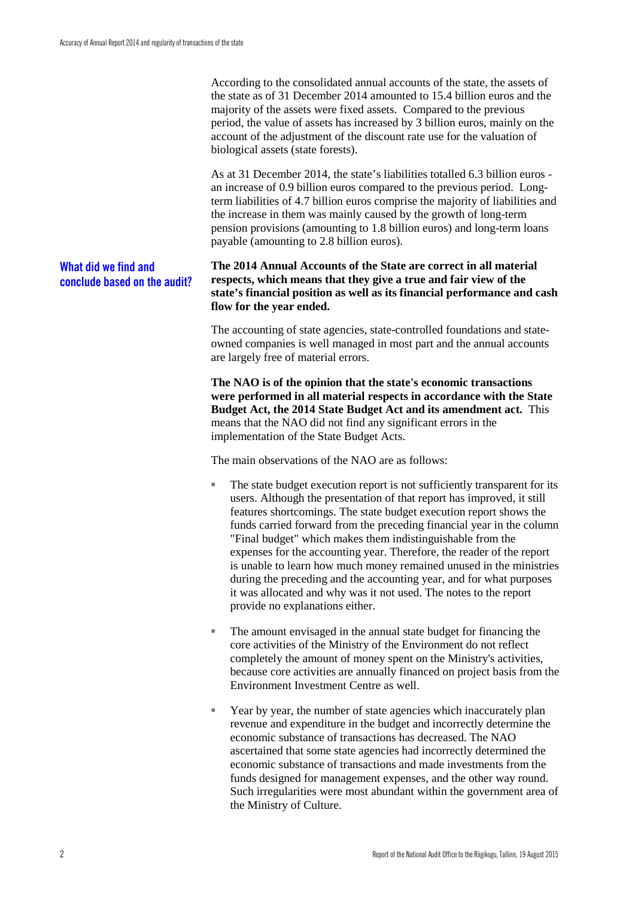According to the consolidated annual accounts of the state, the assets of the state as of 31 December 2014 amounted to 15.4 billion euros and the majority of the assets were fixed assets. Compared to the previous period, the value of assets has increased by 3 billion euros, mainly on the account of the adjustment of the discount rate use for the valuation of biological assets (state forests).

As at 31 December 2014, the state's liabilities totalled 6.3 billion euros - an increase of 0.9 billion euros compared to the previous period. Long-term liabilities of 4.7 billion euros comprise the majority of liabilities and the increase in them was mainly caused by the growth of long-term pension provisions (amounting to 1.8 billion euros) and long-term loans payable (amounting to 2.8 billion euros).

## What did we find and conclude based on the audit?

**The 2014 Annual Accounts of the State are correct in all material respects, which means that they give a true and fair view of the state's financial position as well as its financial performance and cash flow for the year ended.**

The accounting of state agencies, state-controlled foundations and state-owned companies is well managed in most part and the annual accounts are largely free of material errors.

**The NAO is of the opinion that the state's economic transactions were performed in all material respects in accordance with the State Budget Act, the 2014 State Budget Act and its amendment act.** This means that the NAO did not find any significant errors in the implementation of the State Budget Acts.

The main observations of the NAO are as follows:

- The state budget execution report is not sufficiently transparent for its users. Although the presentation of that report has improved, it still features shortcomings. The state budget execution report shows the funds carried forward from the preceding financial year in the column "Final budget" which makes them indistinguishable from the expenses for the accounting year. Therefore, the reader of the report is unable to learn how much money remained unused in the ministries during the preceding and the accounting year, and for what purposes it was allocated and why was it not used. The notes to the report provide no explanations either.
- The amount envisaged in the annual state budget for financing the core activities of the Ministry of the Environment do not reflect completely the amount of money spent on the Ministry's activities, because core activities are annually financed on project basis from the Environment Investment Centre as well.
- Year by year, the number of state agencies which inaccurately plan revenue and expenditure in the budget and incorrectly determine the economic substance of transactions has decreased. The NAO ascertained that some state agencies had incorrectly determined the economic substance of transactions and made investments from the funds designed for management expenses, and the other way round. Such irregularities were most abundant within the government area of the Ministry of Culture.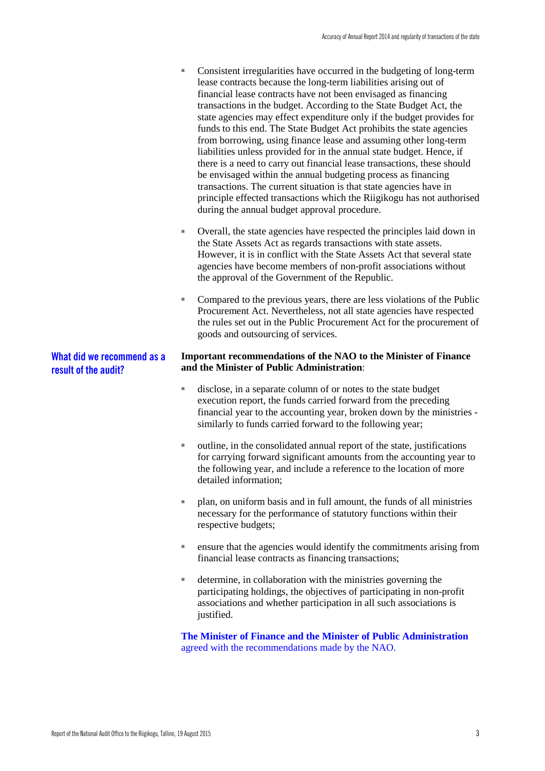- Consistent irregularities have occurred in the budgeting of long-term lease contracts because the long-term liabilities arising out of financial lease contracts have not been envisaged as financing transactions in the budget. According to the State Budget Act, the state agencies may effect expenditure only if the budget provides for funds to this end. The State Budget Act prohibits the state agencies from borrowing, using finance lease and assuming other long-term liabilities unless provided for in the annual state budget. Hence, if there is a need to carry out financial lease transactions, these should be envisaged within the annual budgeting process as financing transactions. The current situation is that state agencies have in principle effected transactions which the Riigikogu has not authorised during the annual budget approval procedure.

- Overall, the state agencies have respected the principles laid down in the State Assets Act as regards transactions with state assets. However, it is in conflict with the State Assets Act that several state agencies have become members of non-profit associations without the approval of the Government of the Republic.

- Compared to the previous years, there are less violations of the Public Procurement Act. Nevertheless, not all state agencies have respected the rules set out in the Public Procurement Act for the procurement of goods and outsourcing of services.

## What did we recommend as a result of the audit?

**Important recommendations of the NAO to the Minister of Finance and the Minister of Public Administration**:

- disclose, in a separate column of or notes to the state budget execution report, the funds carried forward from the preceding financial year to the accounting year, broken down by the ministries - similarly to funds carried forward to the following year;

- outline, in the consolidated annual report of the state, justifications for carrying forward significant amounts from the accounting year to the following year, and include a reference to the location of more detailed information;

- plan, on uniform basis and in full amount, the funds of all ministries necessary for the performance of statutory functions within their respective budgets;

- ensure that the agencies would identify the commitments arising from financial lease contracts as financing transactions;

- determine, in collaboration with the ministries governing the participating holdings, the objectives of participating in non-profit associations and whether participation in all such associations is justified.

**The Minister of Finance and the Minister of Public Administration** agreed with the recommendations made by the NAO.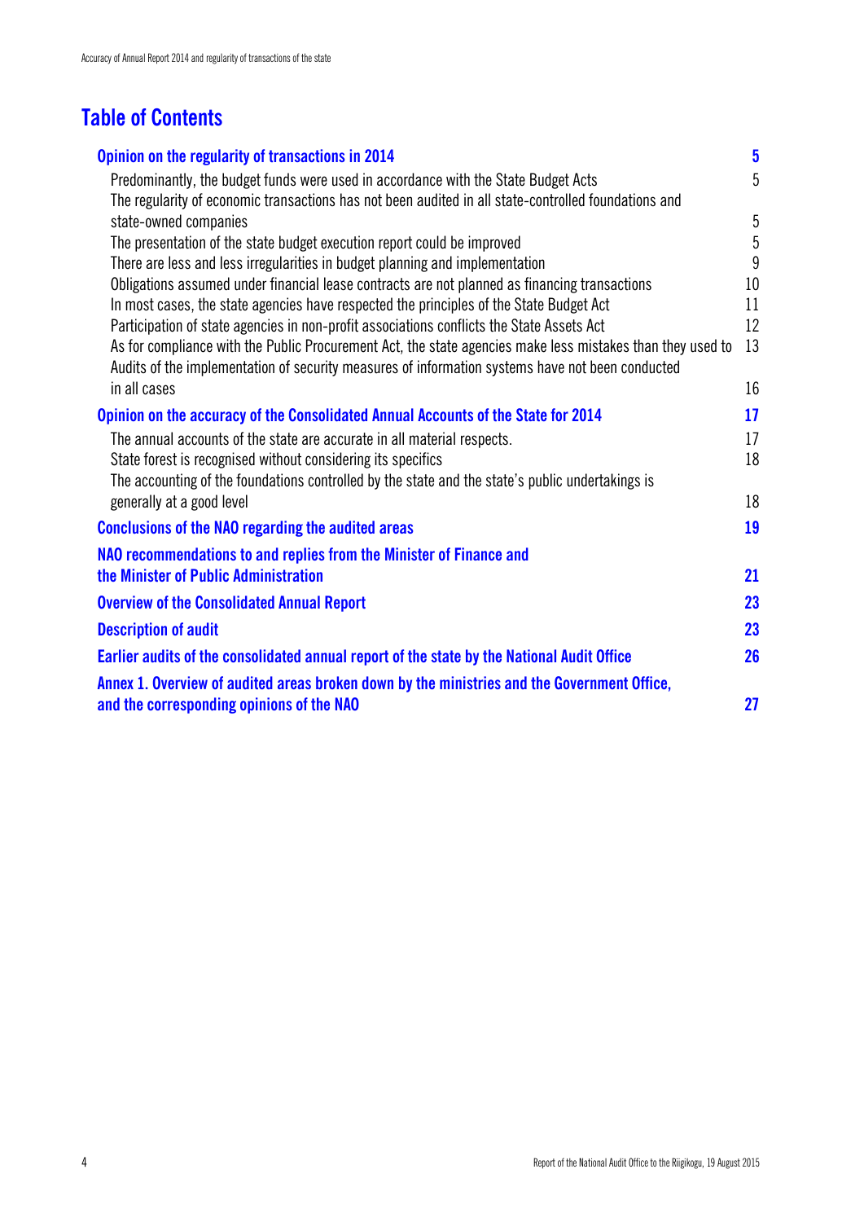# Table of Contents

| | |
|---|---|
| **Opinion on the regularity of transactions in 2014** | **5** |
| Predominantly, the budget funds were used in accordance with the State Budget Acts | 5 |
| The regularity of economic transactions has not been audited in all state-controlled foundations and state-owned companies | 5 |
| The presentation of the state budget execution report could be improved | 5 |
| There are less and less irregularities in budget planning and implementation | 9 |
| Obligations assumed under financial lease contracts are not planned as financing transactions | 10 |
| In most cases, the state agencies have respected the principles of the State Budget Act | 11 |
| Participation of state agencies in non-profit associations conflicts the State Assets Act | 12 |
| As for compliance with the Public Procurement Act, the state agencies make less mistakes than they used to | 13 |
| Audits of the implementation of security measures of information systems have not been conducted in all cases | 16 |
| **Opinion on the accuracy of the Consolidated Annual Accounts of the State for 2014** | **17** |
| The annual accounts of the state are accurate in all material respects. | 17 |
| State forest is recognised without considering its specifics | 18 |
| The accounting of the foundations controlled by the state and the state's public undertakings is generally at a good level | 18 |
| **Conclusions of the NAO regarding the audited areas** | **19** |
| **NAO recommendations to and replies from the Minister of Finance and the Minister of Public Administration** | **21** |
| **Overview of the Consolidated Annual Report** | **23** |
| **Description of audit** | **23** |
| **Earlier audits of the consolidated annual report of the state by the National Audit Office** | **26** |
| **Annex 1. Overview of audited areas broken down by the ministries and the Government Office, and the corresponding opinions of the NAO** | **27** |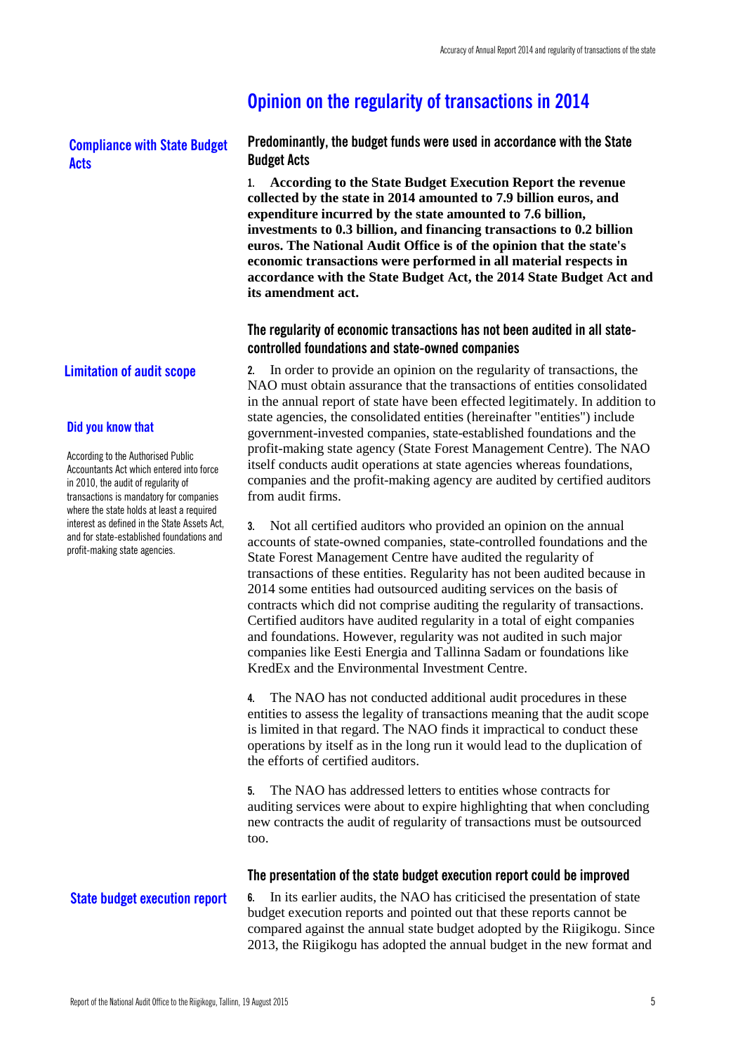# Opinion on the regularity of transactions in 2014

## Compliance with State Budget Acts

### Predominantly, the budget funds were used in accordance with the State Budget Acts

**1. According to the State Budget Execution Report the revenue collected by the state in 2014 amounted to 7.9 billion euros, and expenditure incurred by the state amounted to 7.6 billion, investments to 0.3 billion, and financing transactions to 0.2 billion euros. The National Audit Office is of the opinion that the state's economic transactions were performed in all material respects in accordance with the State Budget Act, the 2014 State Budget Act and its amendment act.**

### The regularity of economic transactions has not been audited in all state-controlled foundations and state-owned companies

## Limitation of audit scope

**2.** In order to provide an opinion on the regularity of transactions, the NAO must obtain assurance that the transactions of entities consolidated in the annual report of state have been effected legitimately. In addition to state agencies, the consolidated entities (hereinafter "entities") include government-invested companies, state-established foundations and the profit-making state agency (State Forest Management Centre). The NAO itself conducts audit operations at state agencies whereas foundations, companies and the profit-making agency are audited by certified auditors from audit firms.

**Did you know that**

According to the Authorised Public Accountants Act which entered into force in 2010, the audit of regularity of transactions is mandatory for companies where the state holds at least a required interest as defined in the State Assets Act, and for state-established foundations and profit-making state agencies.

**3.** Not all certified auditors who provided an opinion on the annual accounts of state-owned companies, state-controlled foundations and the State Forest Management Centre have audited the regularity of transactions of these entities. Regularity has not been audited because in 2014 some entities had outsourced auditing services on the basis of contracts which did not comprise auditing the regularity of transactions. Certified auditors have audited regularity in a total of eight companies and foundations. However, regularity was not audited in such major companies like Eesti Energia and Tallinna Sadam or foundations like KredEx and the Environmental Investment Centre.

**4.** The NAO has not conducted additional audit procedures in these entities to assess the legality of transactions meaning that the audit scope is limited in that regard. The NAO finds it impractical to conduct these operations by itself as in the long run it would lead to the duplication of the efforts of certified auditors.

**5.** The NAO has addressed letters to entities whose contracts for auditing services were about to expire highlighting that when concluding new contracts the audit of regularity of transactions must be outsourced too.

### The presentation of the state budget execution report could be improved

## State budget execution report

**6.** In its earlier audits, the NAO has criticised the presentation of state budget execution reports and pointed out that these reports cannot be compared against the annual state budget adopted by the Riigikogu. Since 2013, the Riigikogu has adopted the annual budget in the new format and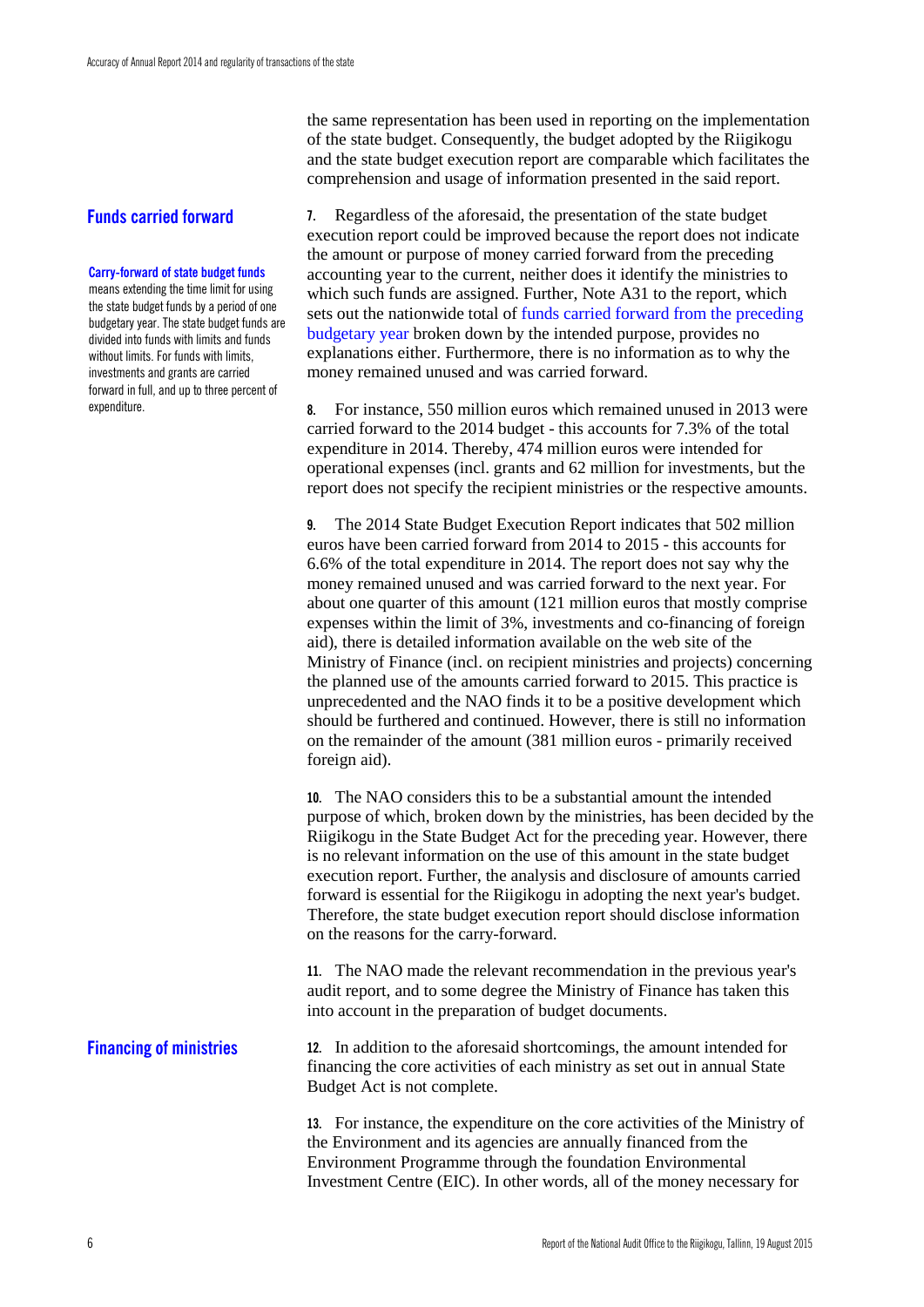the same representation has been used in reporting on the implementation of the state budget. Consequently, the budget adopted by the Riigikogu and the state budget execution report are comparable which facilitates the comprehension and usage of information presented in the said report.

## Funds carried forward

**Carry-forward of state budget funds** means extending the time limit for using the state budget funds by a period of one budgetary year. The state budget funds are divided into funds with limits and funds without limits. For funds with limits, investments and grants are carried forward in full, and up to three percent of expenditure.

**7.** Regardless of the aforesaid, the presentation of the state budget execution report could be improved because the report does not indicate the amount or purpose of money carried forward from the preceding accounting year to the current, neither does it identify the ministries to which such funds are assigned. Further, Note A31 to the report, which sets out the nationwide total of funds carried forward from the preceding budgetary year broken down by the intended purpose, provides no explanations either. Furthermore, there is no information as to why the money remained unused and was carried forward.

**8.** For instance, 550 million euros which remained unused in 2013 were carried forward to the 2014 budget - this accounts for 7.3% of the total expenditure in 2014. Thereby, 474 million euros were intended for operational expenses (incl. grants and 62 million for investments, but the report does not specify the recipient ministries or the respective amounts.

**9.** The 2014 State Budget Execution Report indicates that 502 million euros have been carried forward from 2014 to 2015 - this accounts for 6.6% of the total expenditure in 2014. The report does not say why the money remained unused and was carried forward to the next year. For about one quarter of this amount (121 million euros that mostly comprise expenses within the limit of 3%, investments and co-financing of foreign aid), there is detailed information available on the web site of the Ministry of Finance (incl. on recipient ministries and projects) concerning the planned use of the amounts carried forward to 2015. This practice is unprecedented and the NAO finds it to be a positive development which should be furthered and continued. However, there is still no information on the remainder of the amount (381 million euros - primarily received foreign aid).

**10.** The NAO considers this to be a substantial amount the intended purpose of which, broken down by the ministries, has been decided by the Riigikogu in the State Budget Act for the preceding year. However, there is no relevant information on the use of this amount in the state budget execution report. Further, the analysis and disclosure of amounts carried forward is essential for the Riigikogu in adopting the next year's budget. Therefore, the state budget execution report should disclose information on the reasons for the carry-forward.

**11.** The NAO made the relevant recommendation in the previous year's audit report, and to some degree the Ministry of Finance has taken this into account in the preparation of budget documents.

## Financing of ministries

**12.** In addition to the aforesaid shortcomings, the amount intended for financing the core activities of each ministry as set out in annual State Budget Act is not complete.

**13.** For instance, the expenditure on the core activities of the Ministry of the Environment and its agencies are annually financed from the Environment Programme through the foundation Environmental Investment Centre (EIC). In other words, all of the money necessary for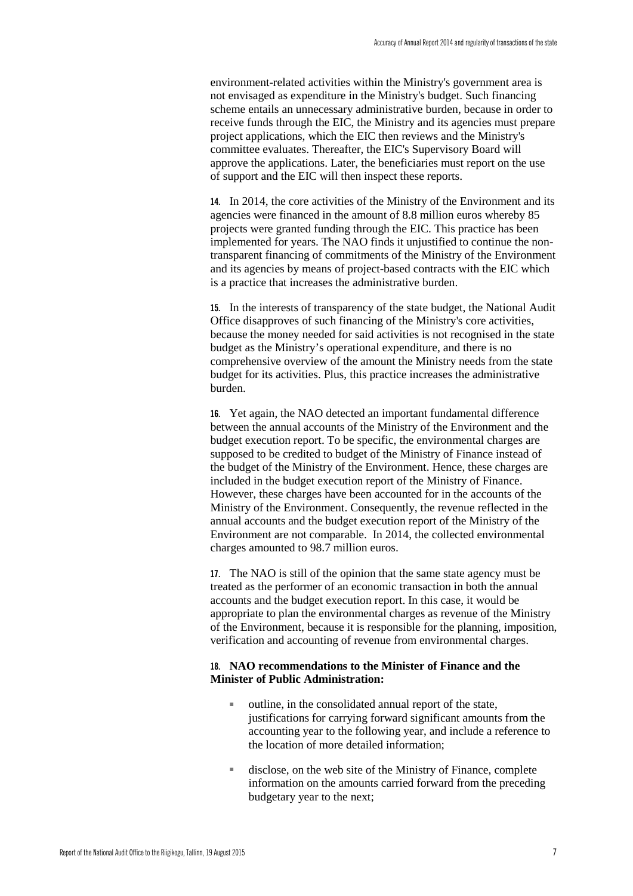environment-related activities within the Ministry's government area is not envisaged as expenditure in the Ministry's budget. Such financing scheme entails an unnecessary administrative burden, because in order to receive funds through the EIC, the Ministry and its agencies must prepare project applications, which the EIC then reviews and the Ministry's committee evaluates. Thereafter, the EIC's Supervisory Board will approve the applications. Later, the beneficiaries must report on the use of support and the EIC will then inspect these reports.

**14.** In 2014, the core activities of the Ministry of the Environment and its agencies were financed in the amount of 8.8 million euros whereby 85 projects were granted funding through the EIC. This practice has been implemented for years. The NAO finds it unjustified to continue the non-transparent financing of commitments of the Ministry of the Environment and its agencies by means of project-based contracts with the EIC which is a practice that increases the administrative burden.

**15.** In the interests of transparency of the state budget, the National Audit Office disapproves of such financing of the Ministry's core activities, because the money needed for said activities is not recognised in the state budget as the Ministry's operational expenditure, and there is no comprehensive overview of the amount the Ministry needs from the state budget for its activities. Plus, this practice increases the administrative burden.

**16.** Yet again, the NAO detected an important fundamental difference between the annual accounts of the Ministry of the Environment and the budget execution report. To be specific, the environmental charges are supposed to be credited to budget of the Ministry of Finance instead of the budget of the Ministry of the Environment. Hence, these charges are included in the budget execution report of the Ministry of Finance. However, these charges have been accounted for in the accounts of the Ministry of the Environment. Consequently, the revenue reflected in the annual accounts and the budget execution report of the Ministry of the Environment are not comparable. In 2014, the collected environmental charges amounted to 98.7 million euros.

**17.** The NAO is still of the opinion that the same state agency must be treated as the performer of an economic transaction in both the annual accounts and the budget execution report. In this case, it would be appropriate to plan the environmental charges as revenue of the Ministry of the Environment, because it is responsible for the planning, imposition, verification and accounting of revenue from environmental charges.

**18. NAO recommendations to the Minister of Finance and the Minister of Public Administration:**

- outline, in the consolidated annual report of the state, justifications for carrying forward significant amounts from the accounting year to the following year, and include a reference to the location of more detailed information;
- disclose, on the web site of the Ministry of Finance, complete information on the amounts carried forward from the preceding budgetary year to the next;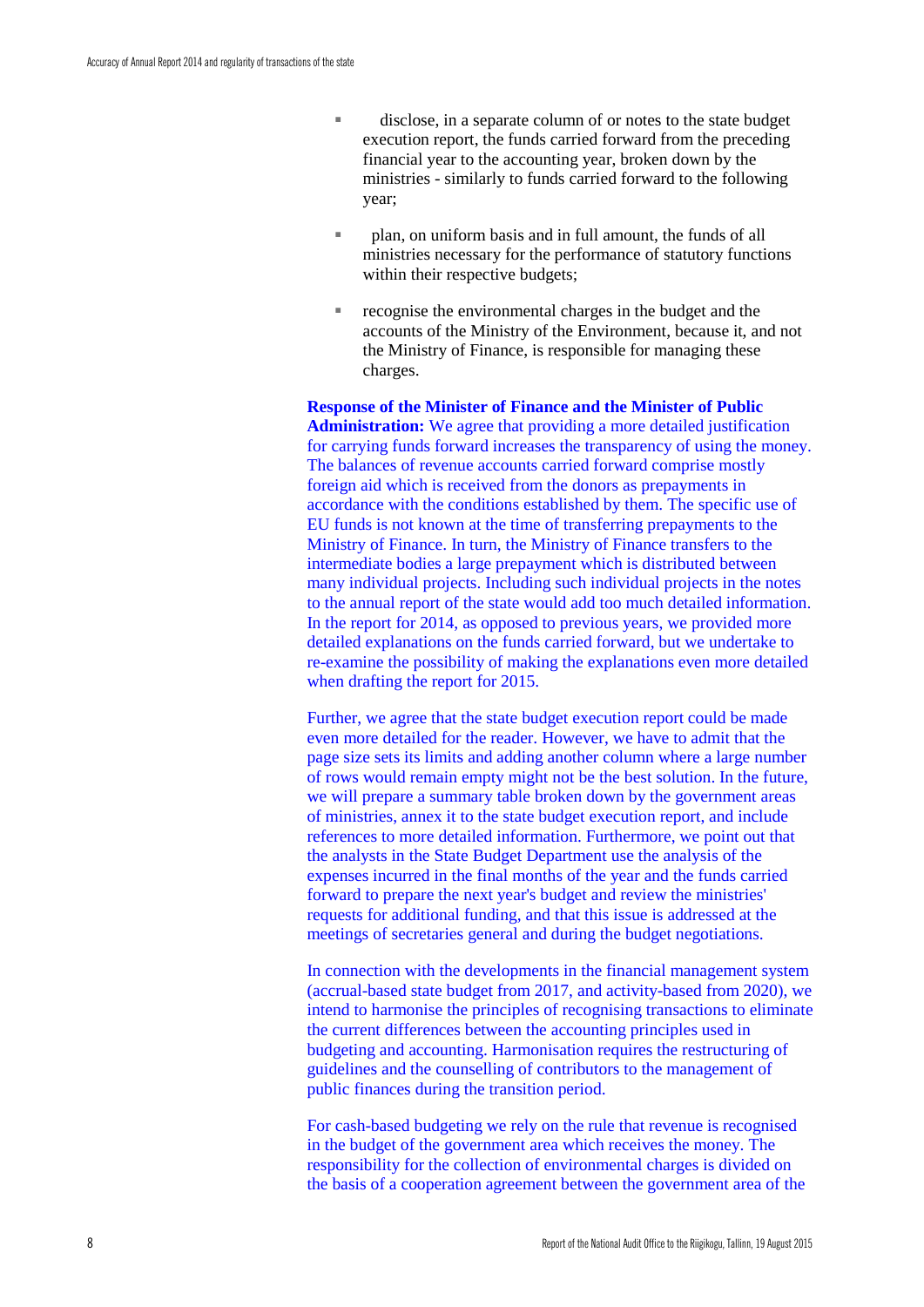- disclose, in a separate column of or notes to the state budget execution report, the funds carried forward from the preceding financial year to the accounting year, broken down by the ministries - similarly to funds carried forward to the following year;
- plan, on uniform basis and in full amount, the funds of all ministries necessary for the performance of statutory functions within their respective budgets;
- recognise the environmental charges in the budget and the accounts of the Ministry of the Environment, because it, and not the Ministry of Finance, is responsible for managing these charges.

**Response of the Minister of Finance and the Minister of Public Administration:** We agree that providing a more detailed justification for carrying funds forward increases the transparency of using the money. The balances of revenue accounts carried forward comprise mostly foreign aid which is received from the donors as prepayments in accordance with the conditions established by them. The specific use of EU funds is not known at the time of transferring prepayments to the Ministry of Finance. In turn, the Ministry of Finance transfers to the intermediate bodies a large prepayment which is distributed between many individual projects. Including such individual projects in the notes to the annual report of the state would add too much detailed information. In the report for 2014, as opposed to previous years, we provided more detailed explanations on the funds carried forward, but we undertake to re-examine the possibility of making the explanations even more detailed when drafting the report for 2015.

Further, we agree that the state budget execution report could be made even more detailed for the reader. However, we have to admit that the page size sets its limits and adding another column where a large number of rows would remain empty might not be the best solution. In the future, we will prepare a summary table broken down by the government areas of ministries, annex it to the state budget execution report, and include references to more detailed information. Furthermore, we point out that the analysts in the State Budget Department use the analysis of the expenses incurred in the final months of the year and the funds carried forward to prepare the next year's budget and review the ministries' requests for additional funding, and that this issue is addressed at the meetings of secretaries general and during the budget negotiations.

In connection with the developments in the financial management system (accrual-based state budget from 2017, and activity-based from 2020), we intend to harmonise the principles of recognising transactions to eliminate the current differences between the accounting principles used in budgeting and accounting. Harmonisation requires the restructuring of guidelines and the counselling of contributors to the management of public finances during the transition period.

For cash-based budgeting we rely on the rule that revenue is recognised in the budget of the government area which receives the money. The responsibility for the collection of environmental charges is divided on the basis of a cooperation agreement between the government area of the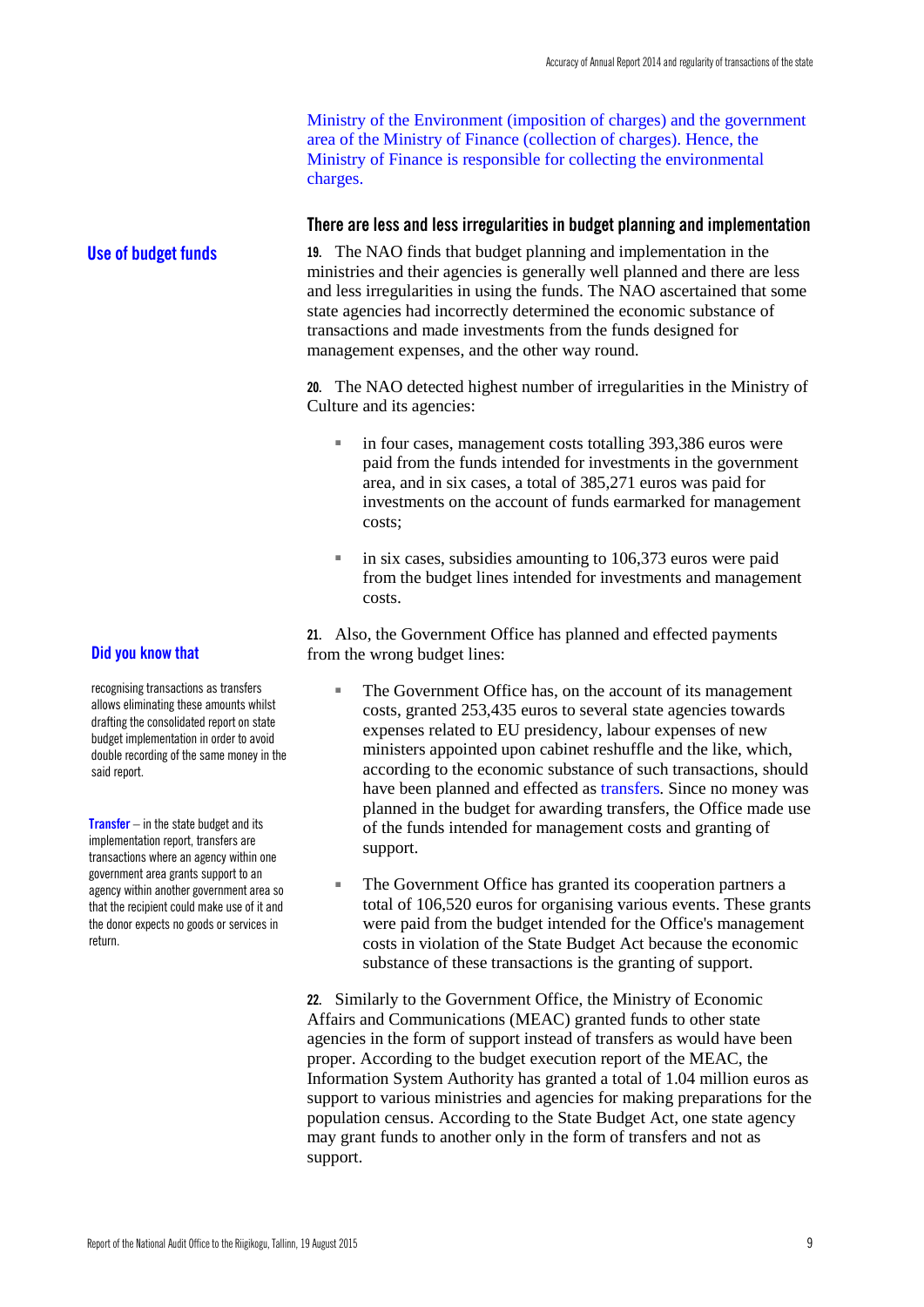Ministry of the Environment (imposition of charges) and the government area of the Ministry of Finance (collection of charges). Hence, the Ministry of Finance is responsible for collecting the environmental charges.

### There are less and less irregularities in budget planning and implementation

**Use of budget funds**

**19.** The NAO finds that budget planning and implementation in the ministries and their agencies is generally well planned and there are less and less irregularities in using the funds. The NAO ascertained that some state agencies had incorrectly determined the economic substance of transactions and made investments from the funds designed for management expenses, and the other way round.

**20.** The NAO detected highest number of irregularities in the Ministry of Culture and its agencies:

- in four cases, management costs totalling 393,386 euros were paid from the funds intended for investments in the government area, and in six cases, a total of 385,271 euros was paid for investments on the account of funds earmarked for management costs;
- in six cases, subsidies amounting to 106,373 euros were paid from the budget lines intended for investments and management costs.

**21.** Also, the Government Office has planned and effected payments from the wrong budget lines:

- The Government Office has, on the account of its management costs, granted 253,435 euros to several state agencies towards expenses related to EU presidency, labour expenses of new ministers appointed upon cabinet reshuffle and the like, which, according to the economic substance of such transactions, should have been planned and effected as transfers. Since no money was planned in the budget for awarding transfers, the Office made use of the funds intended for management costs and granting of support.
- The Government Office has granted its cooperation partners a total of 106,520 euros for organising various events. These grants were paid from the budget intended for the Office's management costs in violation of the State Budget Act because the economic substance of these transactions is the granting of support.

**22.** Similarly to the Government Office, the Ministry of Economic Affairs and Communications (MEAC) granted funds to other state agencies in the form of support instead of transfers as would have been proper. According to the budget execution report of the MEAC, the Information System Authority has granted a total of 1.04 million euros as support to various ministries and agencies for making preparations for the population census. According to the State Budget Act, one state agency may grant funds to another only in the form of transfers and not as support.

**Did you know that**

recognising transactions as transfers allows eliminating these amounts whilst drafting the consolidated report on state budget implementation in order to avoid double recording of the same money in the said report.

**Transfer** – in the state budget and its implementation report, transfers are transactions where an agency within one government area grants support to an agency within another government area so that the recipient could make use of it and the donor expects no goods or services in return.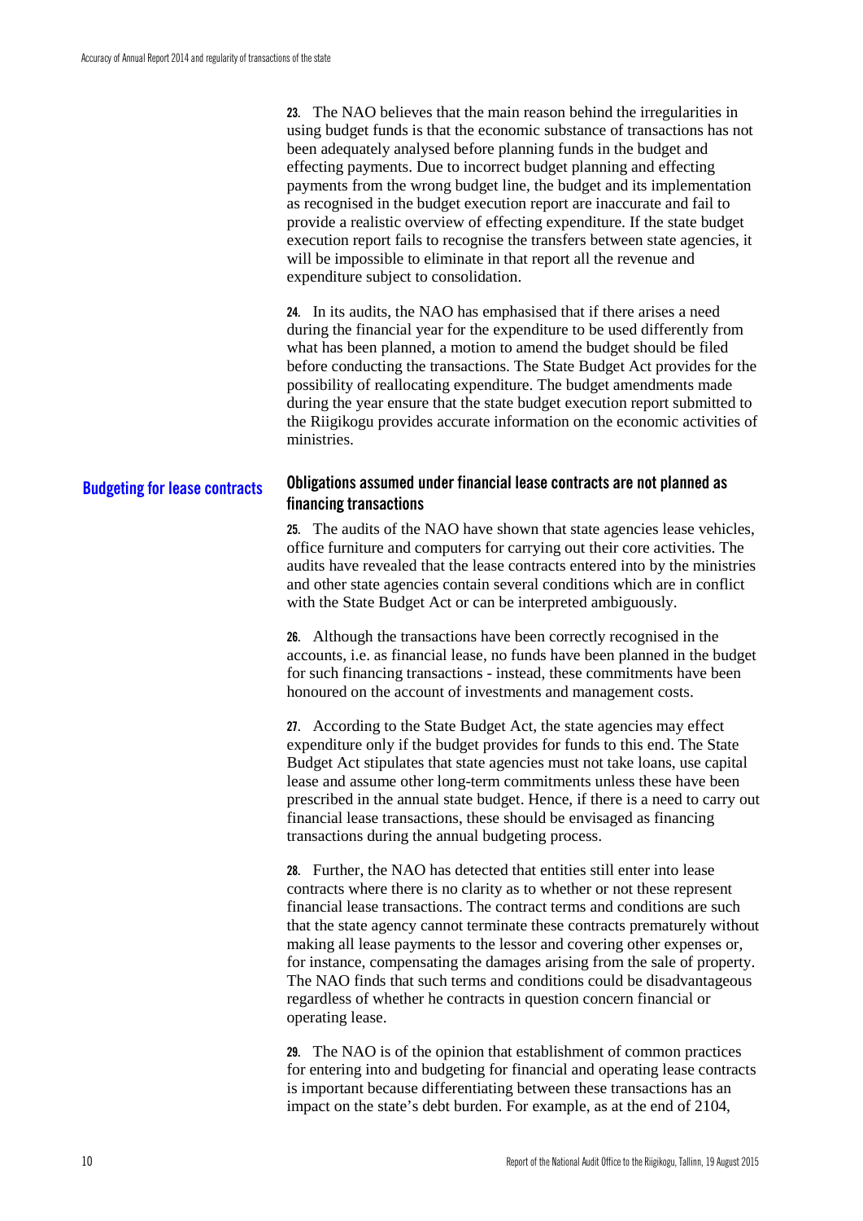**23.** The NAO believes that the main reason behind the irregularities in using budget funds is that the economic substance of transactions has not been adequately analysed before planning funds in the budget and effecting payments. Due to incorrect budget planning and effecting payments from the wrong budget line, the budget and its implementation as recognised in the budget execution report are inaccurate and fail to provide a realistic overview of effecting expenditure. If the state budget execution report fails to recognise the transfers between state agencies, it will be impossible to eliminate in that report all the revenue and expenditure subject to consolidation.

**24.** In its audits, the NAO has emphasised that if there arises a need during the financial year for the expenditure to be used differently from what has been planned, a motion to amend the budget should be filed before conducting the transactions. The State Budget Act provides for the possibility of reallocating expenditure. The budget amendments made during the year ensure that the state budget execution report submitted to the Riigikogu provides accurate information on the economic activities of ministries.

**Budgeting for lease contracts**

### Obligations assumed under financial lease contracts are not planned as financing transactions

**25.** The audits of the NAO have shown that state agencies lease vehicles, office furniture and computers for carrying out their core activities. The audits have revealed that the lease contracts entered into by the ministries and other state agencies contain several conditions which are in conflict with the State Budget Act or can be interpreted ambiguously.

**26.** Although the transactions have been correctly recognised in the accounts, i.e. as financial lease, no funds have been planned in the budget for such financing transactions - instead, these commitments have been honoured on the account of investments and management costs.

**27.** According to the State Budget Act, the state agencies may effect expenditure only if the budget provides for funds to this end. The State Budget Act stipulates that state agencies must not take loans, use capital lease and assume other long-term commitments unless these have been prescribed in the annual state budget. Hence, if there is a need to carry out financial lease transactions, these should be envisaged as financing transactions during the annual budgeting process.

**28.** Further, the NAO has detected that entities still enter into lease contracts where there is no clarity as to whether or not these represent financial lease transactions. The contract terms and conditions are such that the state agency cannot terminate these contracts prematurely without making all lease payments to the lessor and covering other expenses or, for instance, compensating the damages arising from the sale of property. The NAO finds that such terms and conditions could be disadvantageous regardless of whether he contracts in question concern financial or operating lease.

**29.** The NAO is of the opinion that establishment of common practices for entering into and budgeting for financial and operating lease contracts is important because differentiating between these transactions has an impact on the state's debt burden. For example, as at the end of 2104,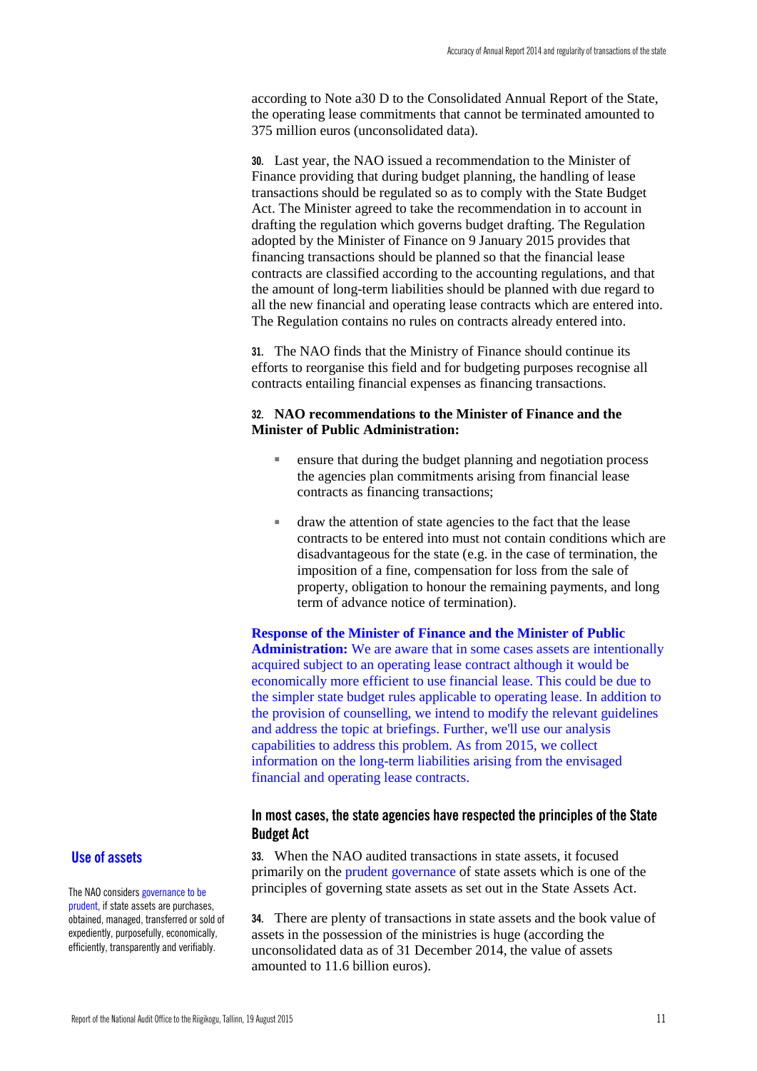according to Note a30 D to the Consolidated Annual Report of the State, the operating lease commitments that cannot be terminated amounted to 375 million euros (unconsolidated data).

**30.** Last year, the NAO issued a recommendation to the Minister of Finance providing that during budget planning, the handling of lease transactions should be regulated so as to comply with the State Budget Act. The Minister agreed to take the recommendation in to account in drafting the regulation which governs budget drafting. The Regulation adopted by the Minister of Finance on 9 January 2015 provides that financing transactions should be planned so that the financial lease contracts are classified according to the accounting regulations, and that the amount of long-term liabilities should be planned with due regard to all the new financial and operating lease contracts which are entered into. The Regulation contains no rules on contracts already entered into.

**31.** The NAO finds that the Ministry of Finance should continue its efforts to reorganise this field and for budgeting purposes recognise all contracts entailing financial expenses as financing transactions.

**32. NAO recommendations to the Minister of Finance and the Minister of Public Administration:**

- ensure that during the budget planning and negotiation process the agencies plan commitments arising from financial lease contracts as financing transactions;
- draw the attention of state agencies to the fact that the lease contracts to be entered into must not contain conditions which are disadvantageous for the state (e.g. in the case of termination, the imposition of a fine, compensation for loss from the sale of property, obligation to honour the remaining payments, and long term of advance notice of termination).

**Response of the Minister of Finance and the Minister of Public Administration:** We are aware that in some cases assets are intentionally acquired subject to an operating lease contract although it would be economically more efficient to use financial lease. This could be due to the simpler state budget rules applicable to operating lease. In addition to the provision of counselling, we intend to modify the relevant guidelines and address the topic at briefings. Further, we'll use our analysis capabilities to address this problem. As from 2015, we collect information on the long-term liabilities arising from the envisaged financial and operating lease contracts.

## Use of assets

The NAO considers governance to be prudent, if state assets are purchases, obtained, managed, transferred or sold of expediently, purposefully, economically, efficiently, transparently and verifiably.

### In most cases, the state agencies have respected the principles of the State Budget Act

**33.** When the NAO audited transactions in state assets, it focused primarily on the prudent governance of state assets which is one of the principles of governing state assets as set out in the State Assets Act.

**34.** There are plenty of transactions in state assets and the book value of assets in the possession of the ministries is huge (according the unconsolidated data as of 31 December 2014, the value of assets amounted to 11.6 billion euros).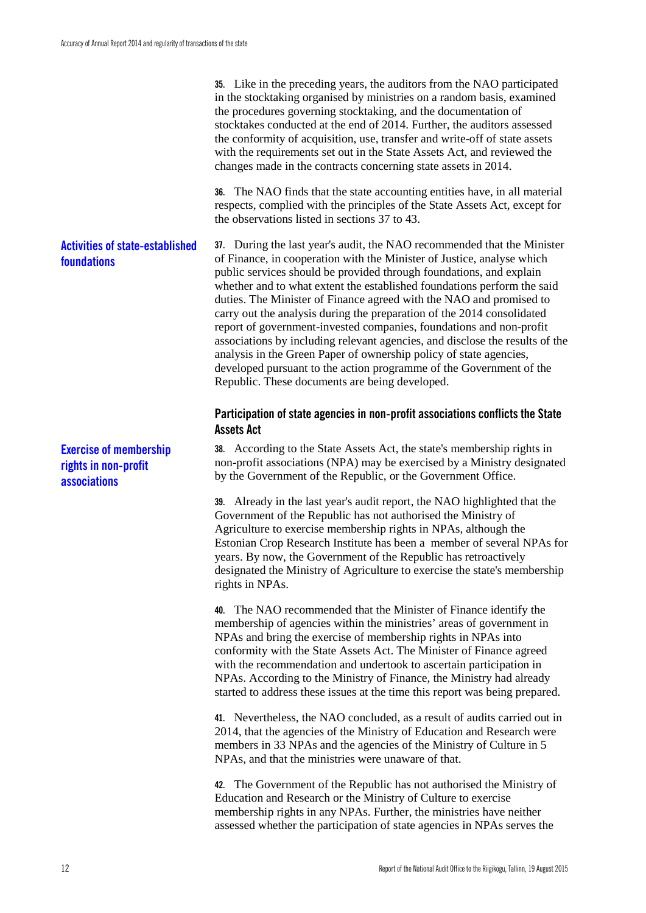**35.** Like in the preceding years, the auditors from the NAO participated in the stocktaking organised by ministries on a random basis, examined the procedures governing stocktaking, and the documentation of stocktakes conducted at the end of 2014. Further, the auditors assessed the conformity of acquisition, use, transfer and write-off of state assets with the requirements set out in the State Assets Act, and reviewed the changes made in the contracts concerning state assets in 2014.

**36.** The NAO finds that the state accounting entities have, in all material respects, complied with the principles of the State Assets Act, except for the observations listed in sections 37 to 43.

**Activities of state-established foundations**

**37.** During the last year's audit, the NAO recommended that the Minister of Finance, in cooperation with the Minister of Justice, analyse which public services should be provided through foundations, and explain whether and to what extent the established foundations perform the said duties. The Minister of Finance agreed with the NAO and promised to carry out the analysis during the preparation of the 2014 consolidated report of government-invested companies, foundations and non-profit associations by including relevant agencies, and disclose the results of the analysis in the Green Paper of ownership policy of state agencies, developed pursuant to the action programme of the Government of the Republic. These documents are being developed.

### Participation of state agencies in non-profit associations conflicts the State Assets Act

**Exercise of membership rights in non-profit associations**

**38.** According to the State Assets Act, the state's membership rights in non-profit associations (NPA) may be exercised by a Ministry designated by the Government of the Republic, or the Government Office.

**39.** Already in the last year's audit report, the NAO highlighted that the Government of the Republic has not authorised the Ministry of Agriculture to exercise membership rights in NPAs, although the Estonian Crop Research Institute has been a member of several NPAs for years. By now, the Government of the Republic has retroactively designated the Ministry of Agriculture to exercise the state's membership rights in NPAs.

**40.** The NAO recommended that the Minister of Finance identify the membership of agencies within the ministries' areas of government in NPAs and bring the exercise of membership rights in NPAs into conformity with the State Assets Act. The Minister of Finance agreed with the recommendation and undertook to ascertain participation in NPAs. According to the Ministry of Finance, the Ministry had already started to address these issues at the time this report was being prepared.

**41.** Nevertheless, the NAO concluded, as a result of audits carried out in 2014, that the agencies of the Ministry of Education and Research were members in 33 NPAs and the agencies of the Ministry of Culture in 5 NPAs, and that the ministries were unaware of that.

**42.** The Government of the Republic has not authorised the Ministry of Education and Research or the Ministry of Culture to exercise membership rights in any NPAs. Further, the ministries have neither assessed whether the participation of state agencies in NPAs serves the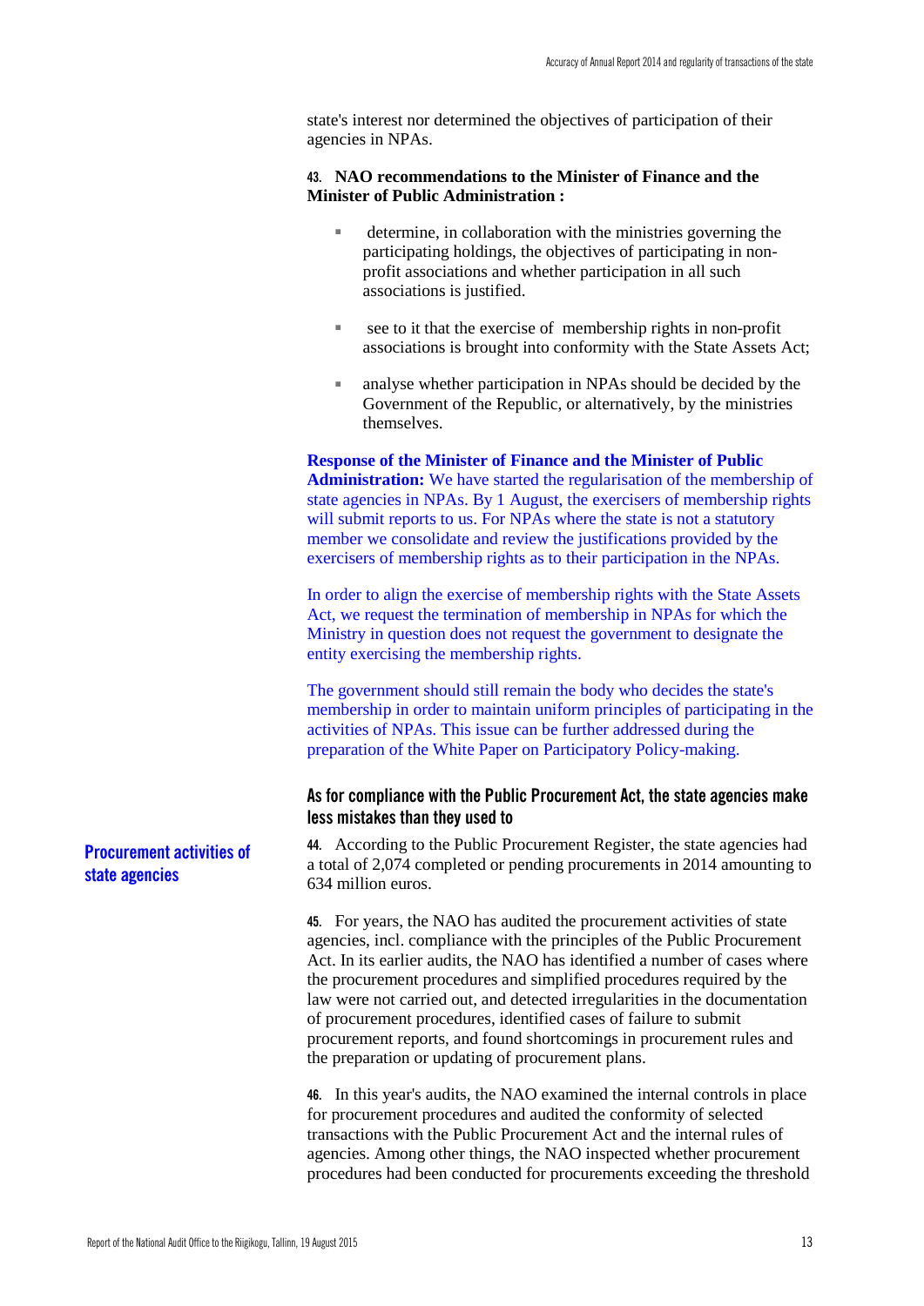state's interest nor determined the objectives of participation of their agencies in NPAs.

**43.** **NAO recommendations to the Minister of Finance and the Minister of Public Administration :**

- determine, in collaboration with the ministries governing the participating holdings, the objectives of participating in non-profit associations and whether participation in all such associations is justified.
- see to it that the exercise of membership rights in non-profit associations is brought into conformity with the State Assets Act;
- analyse whether participation in NPAs should be decided by the Government of the Republic, or alternatively, by the ministries themselves.

**Response of the Minister of Finance and the Minister of Public Administration:** We have started the regularisation of the membership of state agencies in NPAs. By 1 August, the exercisers of membership rights will submit reports to us. For NPAs where the state is not a statutory member we consolidate and review the justifications provided by the exercisers of membership rights as to their participation in the NPAs.

In order to align the exercise of membership rights with the State Assets Act, we request the termination of membership in NPAs for which the Ministry in question does not request the government to designate the entity exercising the membership rights.

The government should still remain the body who decides the state's membership in order to maintain uniform principles of participating in the activities of NPAs. This issue can be further addressed during the preparation of the White Paper on Participatory Policy-making.

## Procurement activities of state agencies

### As for compliance with the Public Procurement Act, the state agencies make less mistakes than they used to

**44.** According to the Public Procurement Register, the state agencies had a total of 2,074 completed or pending procurements in 2014 amounting to 634 million euros.

**45.** For years, the NAO has audited the procurement activities of state agencies, incl. compliance with the principles of the Public Procurement Act. In its earlier audits, the NAO has identified a number of cases where the procurement procedures and simplified procedures required by the law were not carried out, and detected irregularities in the documentation of procurement procedures, identified cases of failure to submit procurement reports, and found shortcomings in procurement rules and the preparation or updating of procurement plans.

**46.** In this year's audits, the NAO examined the internal controls in place for procurement procedures and audited the conformity of selected transactions with the Public Procurement Act and the internal rules of agencies. Among other things, the NAO inspected whether procurement procedures had been conducted for procurements exceeding the threshold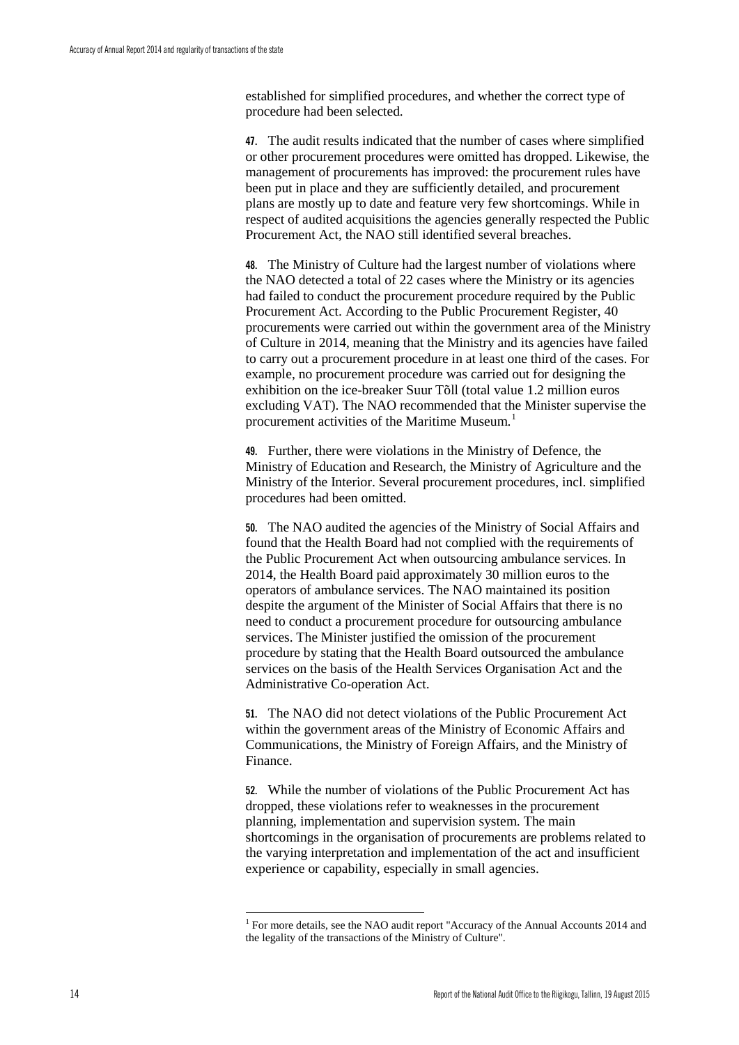established for simplified procedures, and whether the correct type of procedure had been selected.

**47.** The audit results indicated that the number of cases where simplified or other procurement procedures were omitted has dropped. Likewise, the management of procurements has improved: the procurement rules have been put in place and they are sufficiently detailed, and procurement plans are mostly up to date and feature very few shortcomings. While in respect of audited acquisitions the agencies generally respected the Public Procurement Act, the NAO still identified several breaches.

**48.** The Ministry of Culture had the largest number of violations where the NAO detected a total of 22 cases where the Ministry or its agencies had failed to conduct the procurement procedure required by the Public Procurement Act. According to the Public Procurement Register, 40 procurements were carried out within the government area of the Ministry of Culture in 2014, meaning that the Ministry and its agencies have failed to carry out a procurement procedure in at least one third of the cases. For example, no procurement procedure was carried out for designing the exhibition on the ice-breaker Suur Tõll (total value 1.2 million euros excluding VAT). The NAO recommended that the Minister supervise the procurement activities of the Maritime Museum.[1]

**49.** Further, there were violations in the Ministry of Defence, the Ministry of Education and Research, the Ministry of Agriculture and the Ministry of the Interior. Several procurement procedures, incl. simplified procedures had been omitted.

**50.** The NAO audited the agencies of the Ministry of Social Affairs and found that the Health Board had not complied with the requirements of the Public Procurement Act when outsourcing ambulance services. In 2014, the Health Board paid approximately 30 million euros to the operators of ambulance services. The NAO maintained its position despite the argument of the Minister of Social Affairs that there is no need to conduct a procurement procedure for outsourcing ambulance services. The Minister justified the omission of the procurement procedure by stating that the Health Board outsourced the ambulance services on the basis of the Health Services Organisation Act and the Administrative Co-operation Act.

**51.** The NAO did not detect violations of the Public Procurement Act within the government areas of the Ministry of Economic Affairs and Communications, the Ministry of Foreign Affairs, and the Ministry of Finance.

**52.** While the number of violations of the Public Procurement Act has dropped, these violations refer to weaknesses in the procurement planning, implementation and supervision system. The main shortcomings in the organisation of procurements are problems related to the varying interpretation and implementation of the act and insufficient experience or capability, especially in small agencies.

---

[1] For more details, see the NAO audit report "Accuracy of the Annual Accounts 2014 and the legality of the transactions of the Ministry of Culture".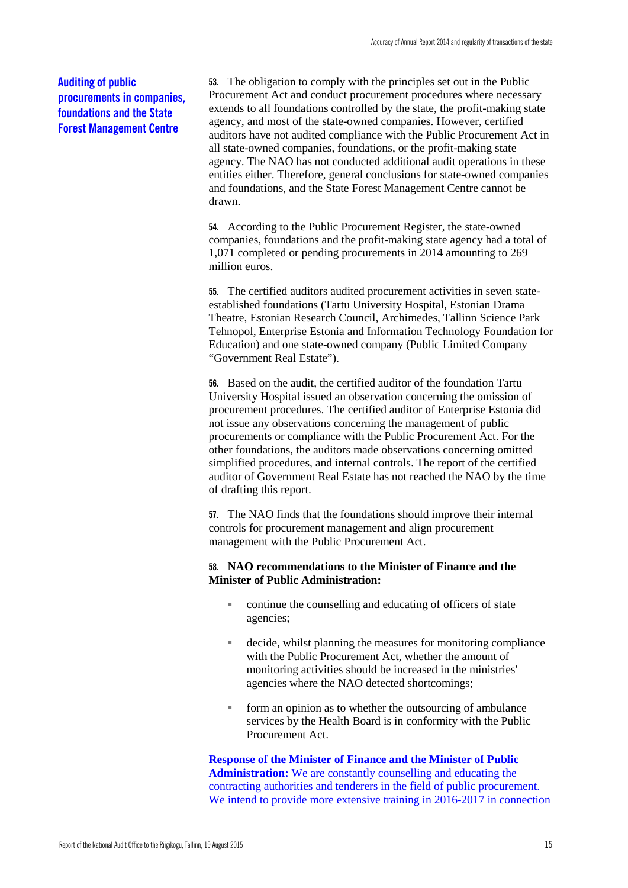## Auditing of public procurements in companies, foundations and the State Forest Management Centre

**53.** The obligation to comply with the principles set out in the Public Procurement Act and conduct procurement procedures where necessary extends to all foundations controlled by the state, the profit-making state agency, and most of the state-owned companies. However, certified auditors have not audited compliance with the Public Procurement Act in all state-owned companies, foundations, or the profit-making state agency. The NAO has not conducted additional audit operations in these entities either. Therefore, general conclusions for state-owned companies and foundations, and the State Forest Management Centre cannot be drawn.

**54.** According to the Public Procurement Register, the state-owned companies, foundations and the profit-making state agency had a total of 1,071 completed or pending procurements in 2014 amounting to 269 million euros.

**55.** The certified auditors audited procurement activities in seven state-established foundations (Tartu University Hospital, Estonian Drama Theatre, Estonian Research Council, Archimedes, Tallinn Science Park Tehnopol, Enterprise Estonia and Information Technology Foundation for Education) and one state-owned company (Public Limited Company "Government Real Estate").

**56.** Based on the audit, the certified auditor of the foundation Tartu University Hospital issued an observation concerning the omission of procurement procedures. The certified auditor of Enterprise Estonia did not issue any observations concerning the management of public procurements or compliance with the Public Procurement Act. For the other foundations, the auditors made observations concerning omitted simplified procedures, and internal controls. The report of the certified auditor of Government Real Estate has not reached the NAO by the time of drafting this report.

**57.** The NAO finds that the foundations should improve their internal controls for procurement management and align procurement management with the Public Procurement Act.

**58. NAO recommendations to the Minister of Finance and the Minister of Public Administration:**

- continue the counselling and educating of officers of state agencies;
- decide, whilst planning the measures for monitoring compliance with the Public Procurement Act, whether the amount of monitoring activities should be increased in the ministries' agencies where the NAO detected shortcomings;
- form an opinion as to whether the outsourcing of ambulance services by the Health Board is in conformity with the Public Procurement Act.

**Response of the Minister of Finance and the Minister of Public Administration:** We are constantly counselling and educating the contracting authorities and tenderers in the field of public procurement. We intend to provide more extensive training in 2016-2017 in connection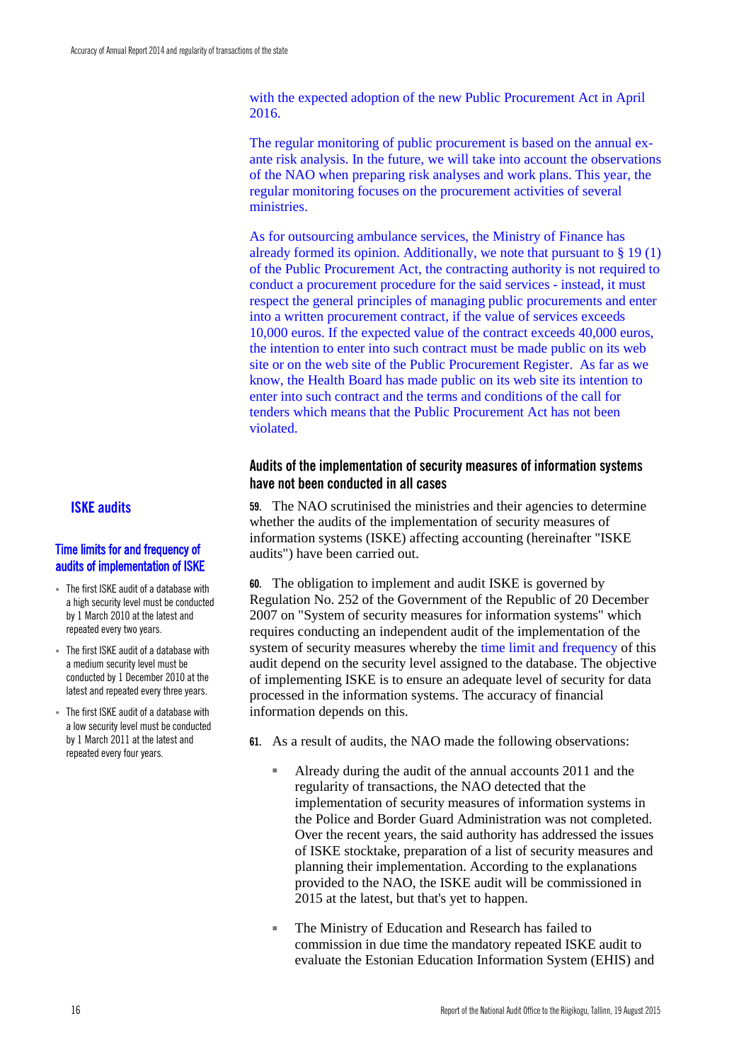with the expected adoption of the new Public Procurement Act in April 2016.

The regular monitoring of public procurement is based on the annual ex-ante risk analysis. In the future, we will take into account the observations of the NAO when preparing risk analyses and work plans. This year, the regular monitoring focuses on the procurement activities of several ministries.

As for outsourcing ambulance services, the Ministry of Finance has already formed its opinion. Additionally, we note that pursuant to § 19 (1) of the Public Procurement Act, the contracting authority is not required to conduct a procurement procedure for the said services - instead, it must respect the general principles of managing public procurements and enter into a written procurement contract, if the value of services exceeds 10,000 euros. If the expected value of the contract exceeds 40,000 euros, the intention to enter into such contract must be made public on its web site or on the web site of the Public Procurement Register. As far as we know, the Health Board has made public on its web site its intention to enter into such contract and the terms and conditions of the call for tenders which means that the Public Procurement Act has not been violated.

## Audits of the implementation of security measures of information systems have not been conducted in all cases

### ISKE audits

**59.** The NAO scrutinised the ministries and their agencies to determine whether the audits of the implementation of security measures of information systems (ISKE) affecting accounting (hereinafter "ISKE audits") have been carried out.

**60.** The obligation to implement and audit ISKE is governed by Regulation No. 252 of the Government of the Republic of 20 December 2007 on "System of security measures for information systems" which requires conducting an independent audit of the implementation of the system of security measures whereby the time limit and frequency of this audit depend on the security level assigned to the database. The objective of implementing ISKE is to ensure an adequate level of security for data processed in the information systems. The accuracy of financial information depends on this.

#### Time limits for and frequency of audits of implementation of ISKE

- The first ISKE audit of a database with a high security level must be conducted by 1 March 2010 at the latest and repeated every two years.
- The first ISKE audit of a database with a medium security level must be conducted by 1 December 2010 at the latest and repeated every three years.
- The first ISKE audit of a database with a low security level must be conducted by 1 March 2011 at the latest and repeated every four years.

**61.** As a result of audits, the NAO made the following observations:

- Already during the audit of the annual accounts 2011 and the regularity of transactions, the NAO detected that the implementation of security measures of information systems in the Police and Border Guard Administration was not completed. Over the recent years, the said authority has addressed the issues of ISKE stocktake, preparation of a list of security measures and planning their implementation. According to the explanations provided to the NAO, the ISKE audit will be commissioned in 2015 at the latest, but that's yet to happen.
- The Ministry of Education and Research has failed to commission in due time the mandatory repeated ISKE audit to evaluate the Estonian Education Information System (EHIS) and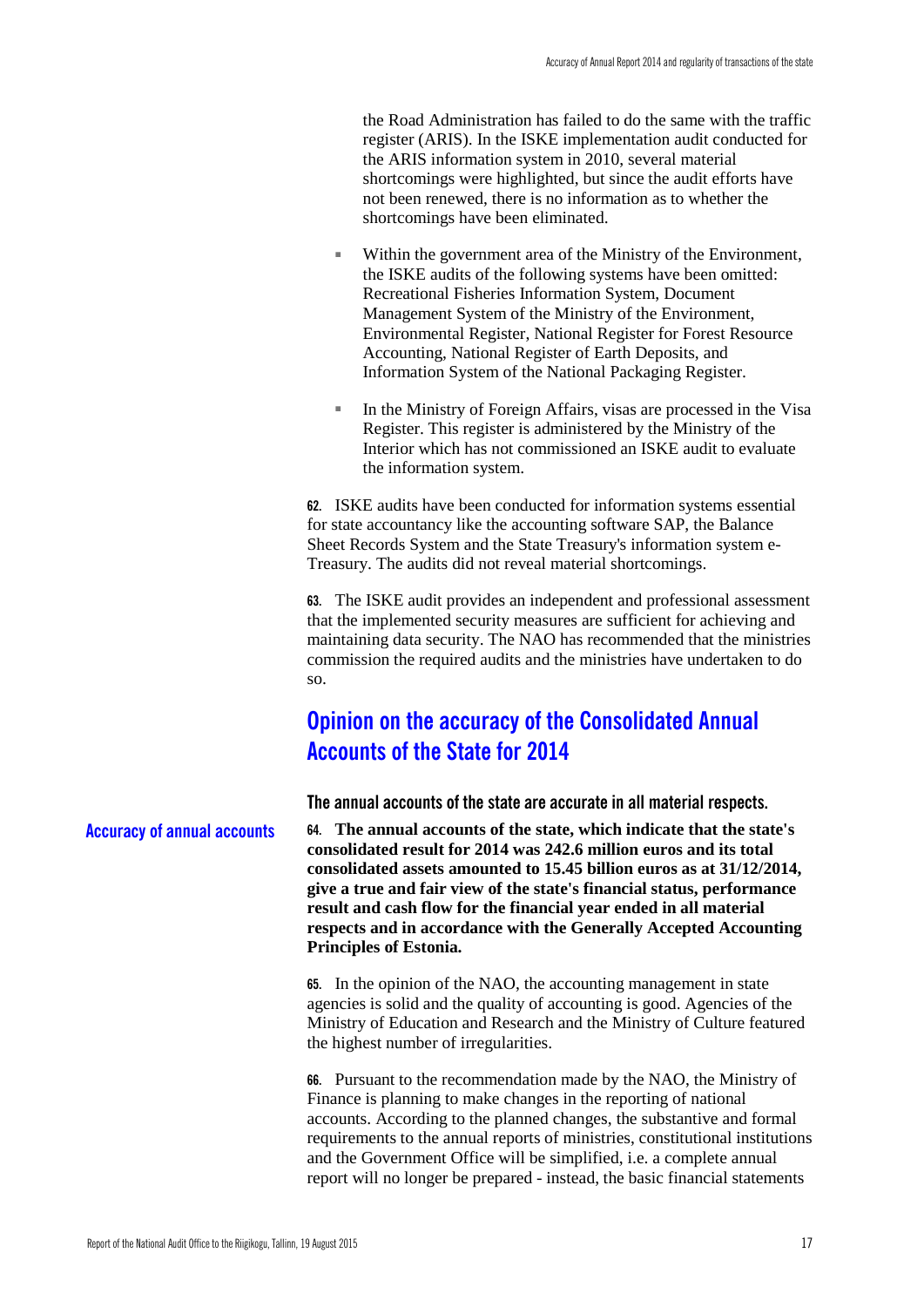the Road Administration has failed to do the same with the traffic register (ARIS). In the ISKE implementation audit conducted for the ARIS information system in 2010, several material shortcomings were highlighted, but since the audit efforts have not been renewed, there is no information as to whether the shortcomings have been eliminated.

- Within the government area of the Ministry of the Environment, the ISKE audits of the following systems have been omitted: Recreational Fisheries Information System, Document Management System of the Ministry of the Environment, Environmental Register, National Register for Forest Resource Accounting, National Register of Earth Deposits, and Information System of the National Packaging Register.

- In the Ministry of Foreign Affairs, visas are processed in the Visa Register. This register is administered by the Ministry of the Interior which has not commissioned an ISKE audit to evaluate the information system.

**62.** ISKE audits have been conducted for information systems essential for state accountancy like the accounting software SAP, the Balance Sheet Records System and the State Treasury's information system e-Treasury. The audits did not reveal material shortcomings.

**63.** The ISKE audit provides an independent and professional assessment that the implemented security measures are sufficient for achieving and maintaining data security. The NAO has recommended that the ministries commission the required audits and the ministries have undertaken to do so.

## Opinion on the accuracy of the Consolidated Annual Accounts of the State for 2014

### The annual accounts of the state are accurate in all material respects.

**Accuracy of annual accounts**

**64. The annual accounts of the state, which indicate that the state's consolidated result for 2014 was 242.6 million euros and its total consolidated assets amounted to 15.45 billion euros as at 31/12/2014, give a true and fair view of the state's financial status, performance result and cash flow for the financial year ended in all material respects and in accordance with the Generally Accepted Accounting Principles of Estonia.**

**65.** In the opinion of the NAO, the accounting management in state agencies is solid and the quality of accounting is good. Agencies of the Ministry of Education and Research and the Ministry of Culture featured the highest number of irregularities.

**66.** Pursuant to the recommendation made by the NAO, the Ministry of Finance is planning to make changes in the reporting of national accounts. According to the planned changes, the substantive and formal requirements to the annual reports of ministries, constitutional institutions and the Government Office will be simplified, i.e. a complete annual report will no longer be prepared - instead, the basic financial statements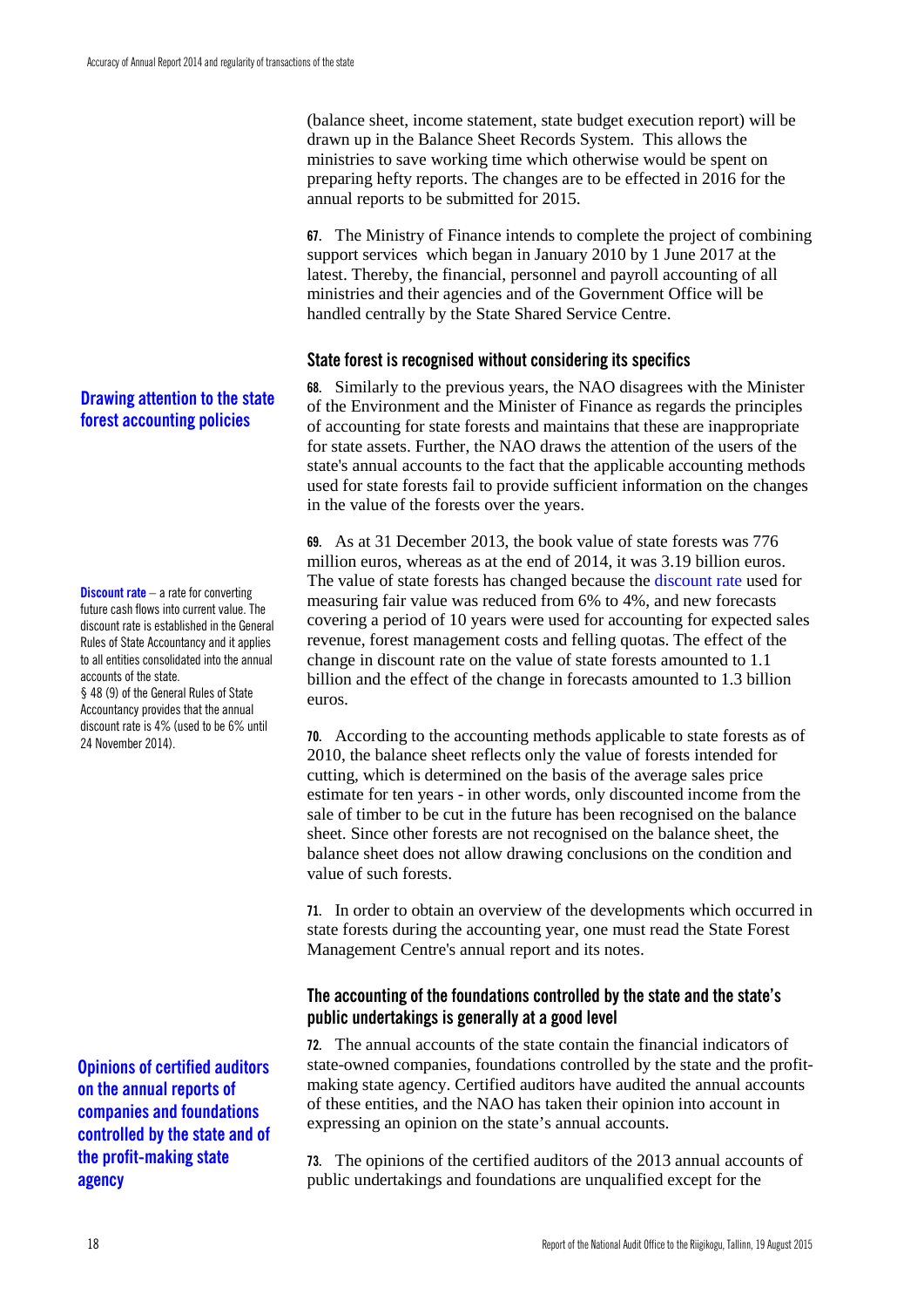(balance sheet, income statement, state budget execution report) will be drawn up in the Balance Sheet Records System. This allows the ministries to save working time which otherwise would be spent on preparing hefty reports. The changes are to be effected in 2016 for the annual reports to be submitted for 2015.

**67.** The Ministry of Finance intends to complete the project of combining support services which began in January 2010 by 1 June 2017 at the latest. Thereby, the financial, personnel and payroll accounting of all ministries and their agencies and of the Government Office will be handled centrally by the State Shared Service Centre.

### State forest is recognised without considering its specifics

**Drawing attention to the state forest accounting policies**

**68.** Similarly to the previous years, the NAO disagrees with the Minister of the Environment and the Minister of Finance as regards the principles of accounting for state forests and maintains that these are inappropriate for state assets. Further, the NAO draws the attention of the users of the state's annual accounts to the fact that the applicable accounting methods used for state forests fail to provide sufficient information on the changes in the value of the forests over the years.

**69.** As at 31 December 2013, the book value of state forests was 776 million euros, whereas as at the end of 2014, it was 3.19 billion euros. The value of state forests has changed because the discount rate used for measuring fair value was reduced from 6% to 4%, and new forecasts covering a period of 10 years were used for accounting for expected sales revenue, forest management costs and felling quotas. The effect of the change in discount rate on the value of state forests amounted to 1.1 billion and the effect of the change in forecasts amounted to 1.3 billion euros.

**Discount rate** – a rate for converting future cash flows into current value. The discount rate is established in the General Rules of State Accountancy and it applies to all entities consolidated into the annual accounts of the state. § 48 (9) of the General Rules of State Accountancy provides that the annual discount rate is 4% (used to be 6% until 24 November 2014).

**70.** According to the accounting methods applicable to state forests as of 2010, the balance sheet reflects only the value of forests intended for cutting, which is determined on the basis of the average sales price estimate for ten years - in other words, only discounted income from the sale of timber to be cut in the future has been recognised on the balance sheet. Since other forests are not recognised on the balance sheet, the balance sheet does not allow drawing conclusions on the condition and value of such forests.

**71.** In order to obtain an overview of the developments which occurred in state forests during the accounting year, one must read the State Forest Management Centre's annual report and its notes.

### The accounting of the foundations controlled by the state and the state's public undertakings is generally at a good level

**Opinions of certified auditors on the annual reports of companies and foundations controlled by the state and of the profit-making state agency**

**72.** The annual accounts of the state contain the financial indicators of state-owned companies, foundations controlled by the state and the profit-making state agency. Certified auditors have audited the annual accounts of these entities, and the NAO has taken their opinion into account in expressing an opinion on the state's annual accounts.

**73.** The opinions of the certified auditors of the 2013 annual accounts of public undertakings and foundations are unqualified except for the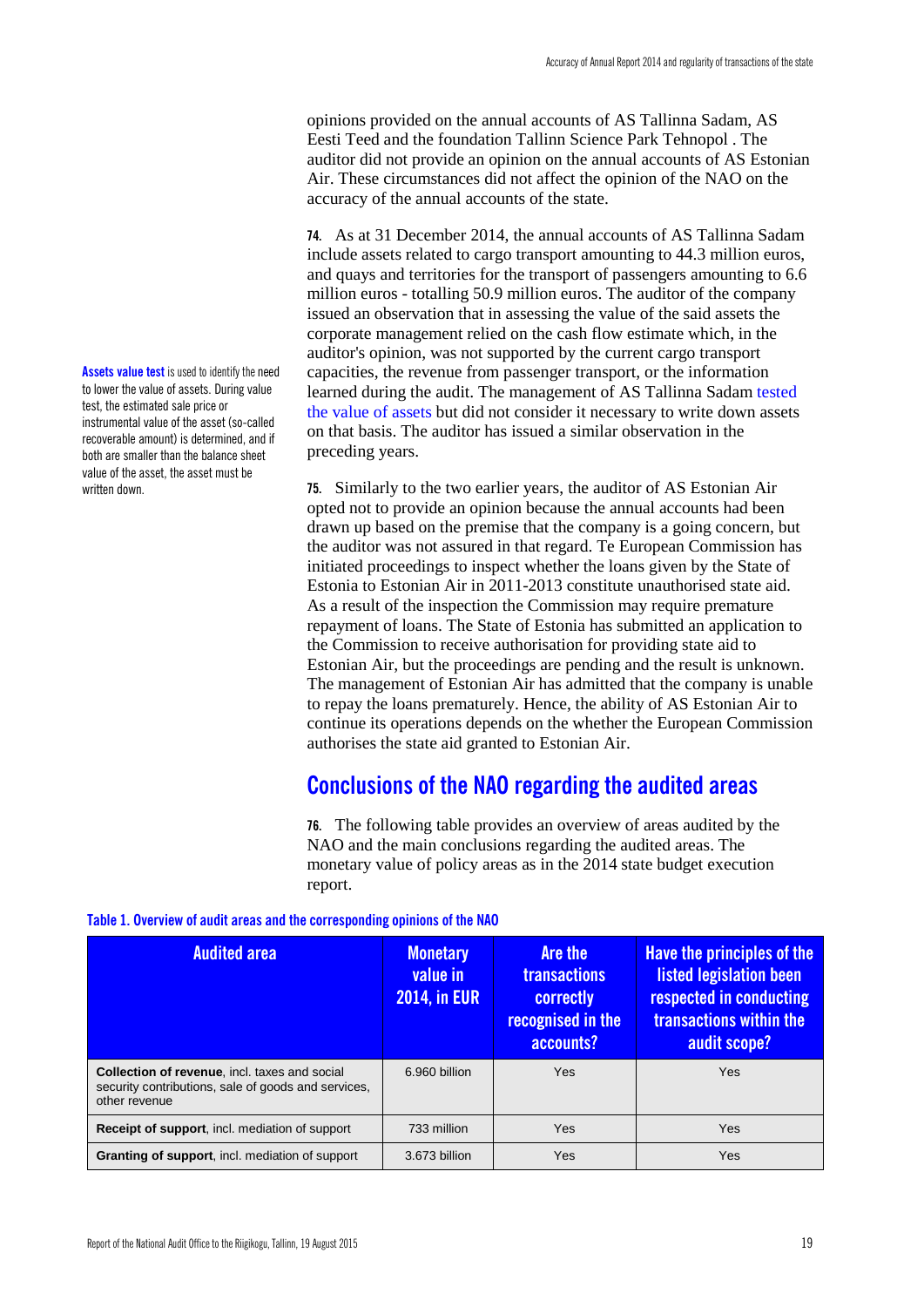opinions provided on the annual accounts of AS Tallinna Sadam, AS Eesti Teed and the foundation Tallinn Science Park Tehnopol . The auditor did not provide an opinion on the annual accounts of AS Estonian Air. These circumstances did not affect the opinion of the NAO on the accuracy of the annual accounts of the state.

**74.** As at 31 December 2014, the annual accounts of AS Tallinna Sadam include assets related to cargo transport amounting to 44.3 million euros, and quays and territories for the transport of passengers amounting to 6.6 million euros - totalling 50.9 million euros. The auditor of the company issued an observation that in assessing the value of the said assets the corporate management relied on the cash flow estimate which, in the auditor's opinion, was not supported by the current cargo transport capacities, the revenue from passenger transport, or the information learned during the audit. The management of AS Tallinna Sadam tested the value of assets but did not consider it necessary to write down assets on that basis. The auditor has issued a similar observation in the preceding years.

**Assets value test** is used to identify the need to lower the value of assets. During value test, the estimated sale price or instrumental value of the asset (so-called recoverable amount) is determined, and if both are smaller than the balance sheet value of the asset, the asset must be written down.

**75.** Similarly to the two earlier years, the auditor of AS Estonian Air opted not to provide an opinion because the annual accounts had been drawn up based on the premise that the company is a going concern, but the auditor was not assured in that regard. Te European Commission has initiated proceedings to inspect whether the loans given by the State of Estonia to Estonian Air in 2011-2013 constitute unauthorised state aid. As a result of the inspection the Commission may require premature repayment of loans. The State of Estonia has submitted an application to the Commission to receive authorisation for providing state aid to Estonian Air, but the proceedings are pending and the result is unknown. The management of Estonian Air has admitted that the company is unable to repay the loans prematurely. Hence, the ability of AS Estonian Air to continue its operations depends on the whether the European Commission authorises the state aid granted to Estonian Air.

## Conclusions of the NAO regarding the audited areas

**76.** The following table provides an overview of areas audited by the NAO and the main conclusions regarding the audited areas. The monetary value of policy areas as in the 2014 state budget execution report.

**Table 1. Overview of audit areas and the corresponding opinions of the NAO**

| Audited area | Monetary value in 2014, in EUR | Are the transactions correctly recognised in the accounts? | Have the principles of the listed legislation been respected in conducting transactions within the audit scope? |
|---|---|---|---|
| **Collection of revenue**, incl. taxes and social security contributions, sale of goods and services, other revenue | 6.960 billion | Yes | Yes |
| **Receipt of support**, incl. mediation of support | 733 million | Yes | Yes |
| **Granting of support**, incl. mediation of support | 3.673 billion | Yes | Yes |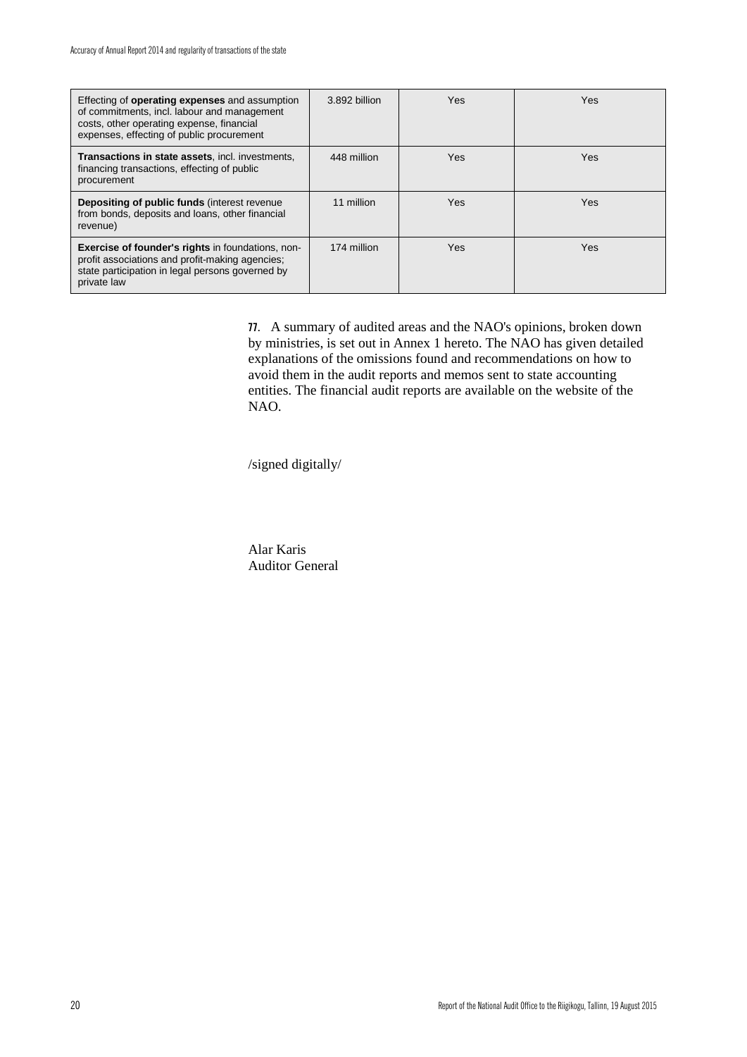| | | | |
|---|---|---|---|
| Effecting of **operating expenses** and assumption of commitments, incl. labour and management costs, other operating expense, financial expenses, effecting of public procurement | 3.892 billion | Yes | Yes |
| **Transactions in state assets**, incl. investments, financing transactions, effecting of public procurement | 448 million | Yes | Yes |
| **Depositing of public funds** (interest revenue from bonds, deposits and loans, other financial revenue) | 11 million | Yes | Yes |
| **Exercise of founder's rights** in foundations, non-profit associations and profit-making agencies; state participation in legal persons governed by private law | 174 million | Yes | Yes |

**77.** A summary of audited areas and the NAO's opinions, broken down by ministries, is set out in Annex 1 hereto. The NAO has given detailed explanations of the omissions found and recommendations on how to avoid them in the audit reports and memos sent to state accounting entities. The financial audit reports are available on the website of the NAO.

/signed digitally/

Alar Karis
Auditor General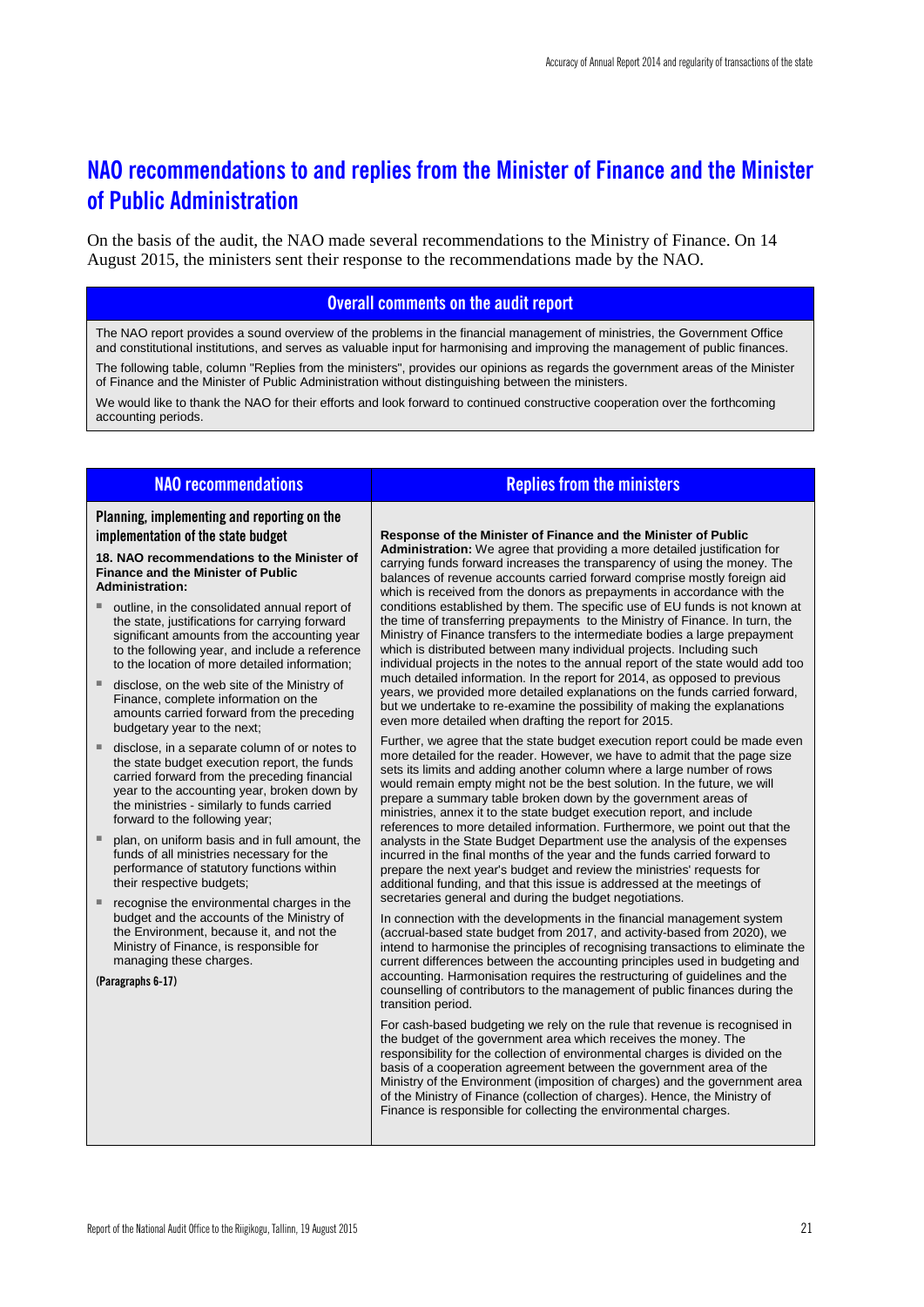## NAO recommendations to and replies from the Minister of Finance and the Minister of Public Administration

On the basis of the audit, the NAO made several recommendations to the Ministry of Finance. On 14 August 2015, the ministers sent their response to the recommendations made by the NAO.

| Overall comments on the audit report |
|---|
| The NAO report provides a sound overview of the problems in the financial management of ministries, the Government Office and constitutional institutions, and serves as valuable input for harmonising and improving the management of public finances.<br><br>The following table, column "Replies from the ministers", provides our opinions as regards the government areas of the Minister of Finance and the Minister of Public Administration without distinguishing between the ministers.<br><br>We would like to thank the NAO for their efforts and look forward to continued constructive cooperation over the forthcoming accounting periods. |

| NAO recommendations | Replies from the ministers |
|---|---|
| **Planning, implementing and reporting on the implementation of the state budget**<br><br>**18. NAO recommendations to the Minister of Finance and the Minister of Public Administration:**<br><br>▪ outline, in the consolidated annual report of the state, justifications for carrying forward significant amounts from the accounting year to the following year, and include a reference to the location of more detailed information;<br><br>▪ disclose, on the web site of the Ministry of Finance, complete information on the amounts carried forward from the preceding budgetary year to the next;<br><br>▪ disclose, in a separate column of or notes to the state budget execution report, the funds carried forward from the preceding financial year to the accounting year, broken down by the ministries - similarly to funds carried forward to the following year;<br><br>▪ plan, on uniform basis and in full amount, the funds of all ministries necessary for the performance of statutory functions within their respective budgets;<br><br>▪ recognise the environmental charges in the budget and the accounts of the Ministry of the Environment, because it, and not the Ministry of Finance, is responsible for managing these charges.<br><br>**(Paragraphs 6-17)** | **Response of the Minister of Finance and the Minister of Public Administration:** We agree that providing a more detailed justification for carrying funds forward increases the transparency of using the money. The balances of revenue accounts carried forward comprise mostly foreign aid which is received from the donors as prepayments in accordance with the conditions established by them. The specific use of EU funds is not known at the time of transferring prepayments to the Ministry of Finance. In turn, the Ministry of Finance transfers to the intermediate bodies a large prepayment which is distributed between many individual projects. Including such individual projects in the notes to the annual report of the state would add too much detailed information. In the report for 2014, as opposed to previous years, we provided more detailed explanations on the funds carried forward, but we undertake to re-examine the possibility of making the explanations even more detailed when drafting the report for 2015.<br><br>Further, we agree that the state budget execution report could be made even more detailed for the reader. However, we have to admit that the page size sets its limits and adding another column where a large number of rows would remain empty might not be the best solution. In the future, we will prepare a summary table broken down by the government areas of ministries, annex it to the state budget execution report, and include references to more detailed information. Furthermore, we point out that the analysts in the State Budget Department use the analysis of the expenses incurred in the final months of the year and the funds carried forward to prepare the next year's budget and review the ministries' requests for additional funding, and that this issue is addressed at the meetings of secretaries general and during the budget negotiations.<br><br>In connection with the developments in the financial management system (accrual-based state budget from 2017, and activity-based from 2020), we intend to harmonise the principles of recognising transactions to eliminate the current differences between the accounting principles used in budgeting and accounting. Harmonisation requires the restructuring of guidelines and the counselling of contributors to the management of public finances during the transition period.<br><br>For cash-based budgeting we rely on the rule that revenue is recognised in the budget of the government area which receives the money. The responsibility for the collection of environmental charges is divided on the basis of a cooperation agreement between the government area of the Ministry of the Environment (imposition of charges) and the government area of the Ministry of Finance (collection of charges). Hence, the Ministry of Finance is responsible for collecting the environmental charges. |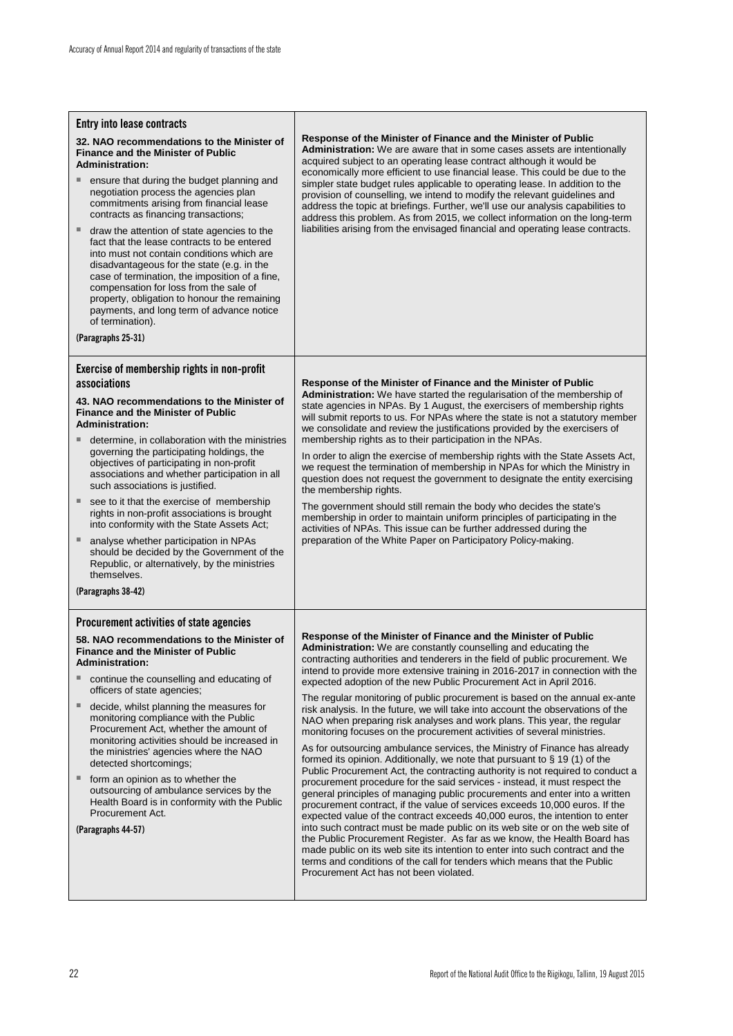| | |
|---|---|
| **Entry into lease contracts**<br><br>**32. NAO recommendations to the Minister of Finance and the Minister of Public Administration:**<br><br>- ensure that during the budget planning and negotiation process the agencies plan commitments arising from financial lease contracts as financing transactions;<br>- draw the attention of state agencies to the fact that the lease contracts to be entered into must not contain conditions which are disadvantageous for the state (e.g. in the case of termination, the imposition of a fine, compensation for loss from the sale of property, obligation to honour the remaining payments, and long term of advance notice of termination).<br><br>**(Paragraphs 25-31)** | **Response of the Minister of Finance and the Minister of Public Administration:** We are aware that in some cases assets are intentionally acquired subject to an operating lease contract although it would be economically more efficient to use financial lease. This could be due to the simpler state budget rules applicable to operating lease. In addition to the provision of counselling, we intend to modify the relevant guidelines and address the topic at briefings. Further, we'll use our analysis capabilities to address this problem. As from 2015, we collect information on the long-term liabilities arising from the envisaged financial and operating lease contracts. |
| **Exercise of membership rights in non-profit associations**<br><br>**43. NAO recommendations to the Minister of Finance and the Minister of Public Administration:**<br><br>- determine, in collaboration with the ministries governing the participating holdings, the objectives of participating in non-profit associations and whether participation in all such associations is justified.<br>- see to it that the exercise of membership rights in non-profit associations is brought into conformity with the State Assets Act;<br>- analyse whether participation in NPAs should be decided by the Government of the Republic, or alternatively, by the ministries themselves.<br><br>**(Paragraphs 38-42)** | **Response of the Minister of Finance and the Minister of Public Administration:** We have started the regularisation of the membership of state agencies in NPAs. By 1 August, the exercisers of membership rights will submit reports to us. For NPAs where the state is not a statutory member we consolidate and review the justifications provided by the exercisers of membership rights as to their participation in the NPAs.<br><br>In order to align the exercise of membership rights with the State Assets Act, we request the termination of membership in NPAs for which the Ministry in question does not request the government to designate the entity exercising the membership rights.<br><br>The government should still remain the body who decides the state's membership in order to maintain uniform principles of participating in the activities of NPAs. This issue can be further addressed during the preparation of the White Paper on Participatory Policy-making. |
| **Procurement activities of state agencies**<br><br>**58. NAO recommendations to the Minister of Finance and the Minister of Public Administration:**<br><br>- continue the counselling and educating of officers of state agencies;<br>- decide, whilst planning the measures for monitoring compliance with the Public Procurement Act, whether the amount of monitoring activities should be increased in the ministries' agencies where the NAO detected shortcomings;<br>- form an opinion as to whether the outsourcing of ambulance services by the Health Board is in conformity with the Public Procurement Act.<br><br>**(Paragraphs 44-57)** | **Response of the Minister of Finance and the Minister of Public Administration:** We are constantly counselling and educating the contracting authorities and tenderers in the field of public procurement. We intend to provide more extensive training in 2016-2017 in connection with the expected adoption of the new Public Procurement Act in April 2016.<br><br>The regular monitoring of public procurement is based on the annual ex-ante risk analysis. In the future, we will take into account the observations of the NAO when preparing risk analyses and work plans. This year, the regular monitoring focuses on the procurement activities of several ministries.<br><br>As for outsourcing ambulance services, the Ministry of Finance has already formed its opinion. Additionally, we note that pursuant to § 19 (1) of the Public Procurement Act, the contracting authority is not required to conduct a procurement procedure for the said services - instead, it must respect the general principles of managing public procurements and enter into a written procurement contract, if the value of services exceeds 10,000 euros. If the expected value of the contract exceeds 40,000 euros, the intention to enter into such contract must be made public on its web site or on the web site of the Public Procurement Register. As far as we know, the Health Board has made public on its web site its intention to enter into such contract and the terms and conditions of the call for tenders which means that the Public Procurement Act has not been violated. |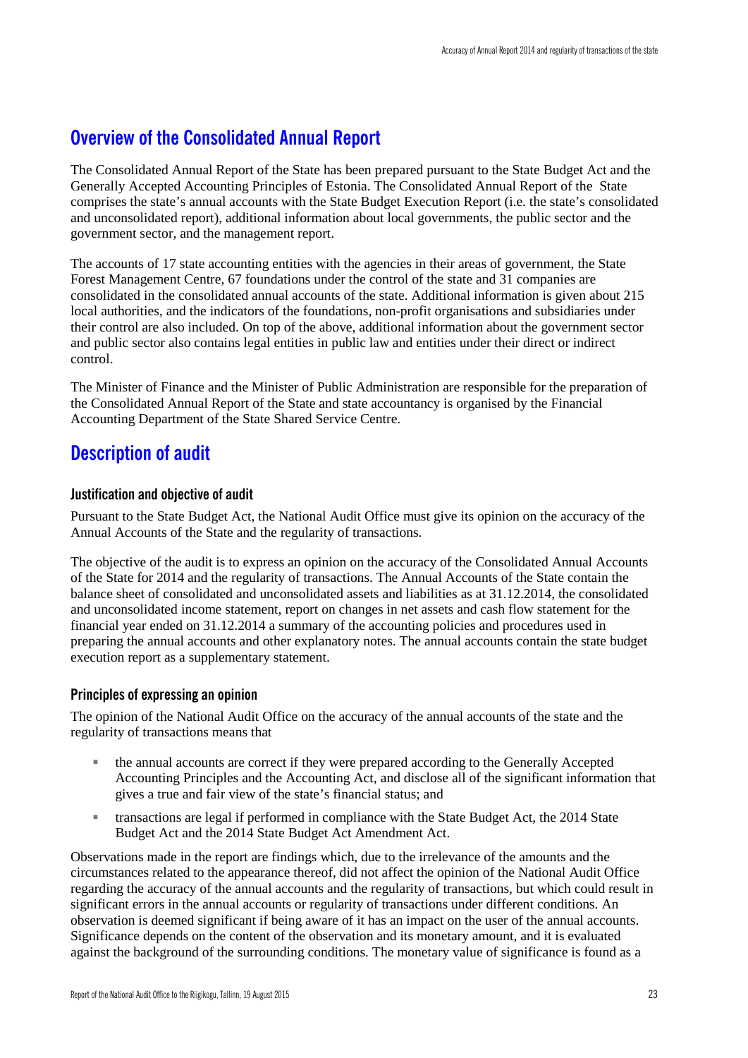## Overview of the Consolidated Annual Report

The Consolidated Annual Report of the State has been prepared pursuant to the State Budget Act and the Generally Accepted Accounting Principles of Estonia. The Consolidated Annual Report of the State comprises the state's annual accounts with the State Budget Execution Report (i.e. the state's consolidated and unconsolidated report), additional information about local governments, the public sector and the government sector, and the management report.

The accounts of 17 state accounting entities with the agencies in their areas of government, the State Forest Management Centre, 67 foundations under the control of the state and 31 companies are consolidated in the consolidated annual accounts of the state. Additional information is given about 215 local authorities, and the indicators of the foundations, non-profit organisations and subsidiaries under their control are also included. On top of the above, additional information about the government sector and public sector also contains legal entities in public law and entities under their direct or indirect control.

The Minister of Finance and the Minister of Public Administration are responsible for the preparation of the Consolidated Annual Report of the State and state accountancy is organised by the Financial Accounting Department of the State Shared Service Centre.

## Description of audit

### Justification and objective of audit

Pursuant to the State Budget Act, the National Audit Office must give its opinion on the accuracy of the Annual Accounts of the State and the regularity of transactions.

The objective of the audit is to express an opinion on the accuracy of the Consolidated Annual Accounts of the State for 2014 and the regularity of transactions. The Annual Accounts of the State contain the balance sheet of consolidated and unconsolidated assets and liabilities as at 31.12.2014, the consolidated and unconsolidated income statement, report on changes in net assets and cash flow statement for the financial year ended on 31.12.2014 a summary of the accounting policies and procedures used in preparing the annual accounts and other explanatory notes. The annual accounts contain the state budget execution report as a supplementary statement.

### Principles of expressing an opinion

The opinion of the National Audit Office on the accuracy of the annual accounts of the state and the regularity of transactions means that

- the annual accounts are correct if they were prepared according to the Generally Accepted Accounting Principles and the Accounting Act, and disclose all of the significant information that gives a true and fair view of the state's financial status; and
- transactions are legal if performed in compliance with the State Budget Act, the 2014 State Budget Act and the 2014 State Budget Act Amendment Act.

Observations made in the report are findings which, due to the irrelevance of the amounts and the circumstances related to the appearance thereof, did not affect the opinion of the National Audit Office regarding the accuracy of the annual accounts and the regularity of transactions, but which could result in significant errors in the annual accounts or regularity of transactions under different conditions. An observation is deemed significant if being aware of it has an impact on the user of the annual accounts. Significance depends on the content of the observation and its monetary amount, and it is evaluated against the background of the surrounding conditions. The monetary value of significance is found as a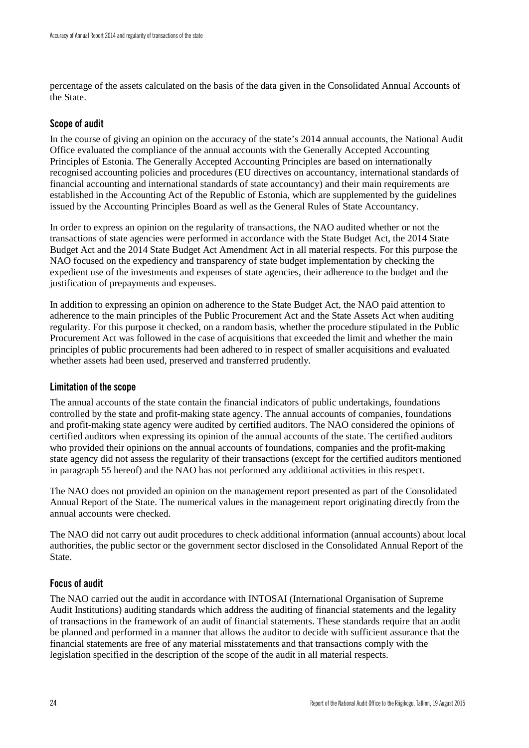percentage of the assets calculated on the basis of the data given in the Consolidated Annual Accounts of the State.

### Scope of audit

In the course of giving an opinion on the accuracy of the state's 2014 annual accounts, the National Audit Office evaluated the compliance of the annual accounts with the Generally Accepted Accounting Principles of Estonia. The Generally Accepted Accounting Principles are based on internationally recognised accounting policies and procedures (EU directives on accountancy, international standards of financial accounting and international standards of state accountancy) and their main requirements are established in the Accounting Act of the Republic of Estonia, which are supplemented by the guidelines issued by the Accounting Principles Board as well as the General Rules of State Accountancy.

In order to express an opinion on the regularity of transactions, the NAO audited whether or not the transactions of state agencies were performed in accordance with the State Budget Act, the 2014 State Budget Act and the 2014 State Budget Act Amendment Act in all material respects. For this purpose the NAO focused on the expediency and transparency of state budget implementation by checking the expedient use of the investments and expenses of state agencies, their adherence to the budget and the justification of prepayments and expenses.

In addition to expressing an opinion on adherence to the State Budget Act, the NAO paid attention to adherence to the main principles of the Public Procurement Act and the State Assets Act when auditing regularity. For this purpose it checked, on a random basis, whether the procedure stipulated in the Public Procurement Act was followed in the case of acquisitions that exceeded the limit and whether the main principles of public procurements had been adhered to in respect of smaller acquisitions and evaluated whether assets had been used, preserved and transferred prudently.

### Limitation of the scope

The annual accounts of the state contain the financial indicators of public undertakings, foundations controlled by the state and profit-making state agency. The annual accounts of companies, foundations and profit-making state agency were audited by certified auditors. The NAO considered the opinions of certified auditors when expressing its opinion of the annual accounts of the state. The certified auditors who provided their opinions on the annual accounts of foundations, companies and the profit-making state agency did not assess the regularity of their transactions (except for the certified auditors mentioned in paragraph 55 hereof) and the NAO has not performed any additional activities in this respect.

The NAO does not provided an opinion on the management report presented as part of the Consolidated Annual Report of the State. The numerical values in the management report originating directly from the annual accounts were checked.

The NAO did not carry out audit procedures to check additional information (annual accounts) about local authorities, the public sector or the government sector disclosed in the Consolidated Annual Report of the State.

### Focus of audit

The NAO carried out the audit in accordance with INTOSAI (International Organisation of Supreme Audit Institutions) auditing standards which address the auditing of financial statements and the legality of transactions in the framework of an audit of financial statements. These standards require that an audit be planned and performed in a manner that allows the auditor to decide with sufficient assurance that the financial statements are free of any material misstatements and that transactions comply with the legislation specified in the description of the scope of the audit in all material respects.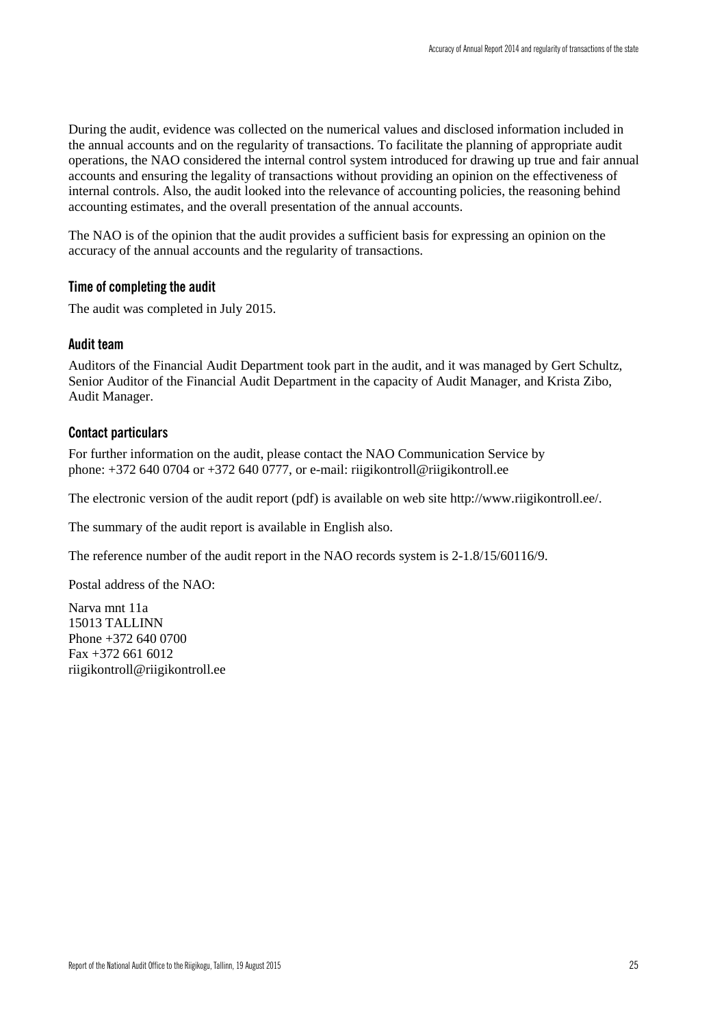During the audit, evidence was collected on the numerical values and disclosed information included in the annual accounts and on the regularity of transactions. To facilitate the planning of appropriate audit operations, the NAO considered the internal control system introduced for drawing up true and fair annual accounts and ensuring the legality of transactions without providing an opinion on the effectiveness of internal controls. Also, the audit looked into the relevance of accounting policies, the reasoning behind accounting estimates, and the overall presentation of the annual accounts.

The NAO is of the opinion that the audit provides a sufficient basis for expressing an opinion on the accuracy of the annual accounts and the regularity of transactions.

### Time of completing the audit

The audit was completed in July 2015.

### Audit team

Auditors of the Financial Audit Department took part in the audit, and it was managed by Gert Schultz, Senior Auditor of the Financial Audit Department in the capacity of Audit Manager, and Krista Zibo, Audit Manager.

### Contact particulars

For further information on the audit, please contact the NAO Communication Service by phone: +372 640 0704 or +372 640 0777, or e-mail: riigikontroll@riigikontroll.ee

The electronic version of the audit report (pdf) is available on web site http://www.riigikontroll.ee/.

The summary of the audit report is available in English also.

The reference number of the audit report in the NAO records system is 2-1.8/15/60116/9.

Postal address of the NAO:

Narva mnt 11a
15013 TALLINN
Phone +372 640 0700
Fax +372 661 6012
riigikontroll@riigikontroll.ee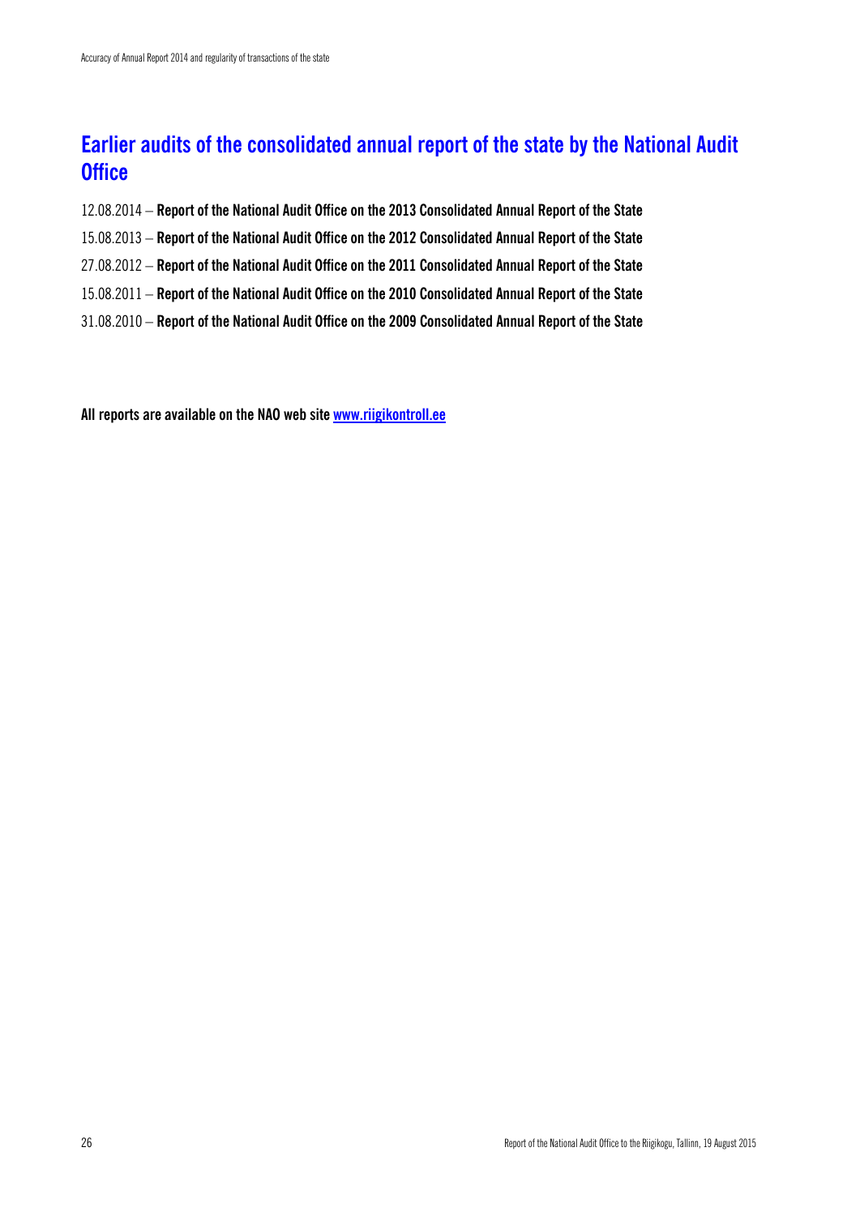# Earlier audits of the consolidated annual report of the state by the National Audit Office

12.08.2014 – **Report of the National Audit Office on the 2013 Consolidated Annual Report of the State**

15.08.2013 – **Report of the National Audit Office on the 2012 Consolidated Annual Report of the State**

27.08.2012 – **Report of the National Audit Office on the 2011 Consolidated Annual Report of the State**

15.08.2011 – **Report of the National Audit Office on the 2010 Consolidated Annual Report of the State**

31.08.2010 – **Report of the National Audit Office on the 2009 Consolidated Annual Report of the State**

**All reports are available on the NAO web site [www.riigikontroll.ee](http://www.riigikontroll.ee)**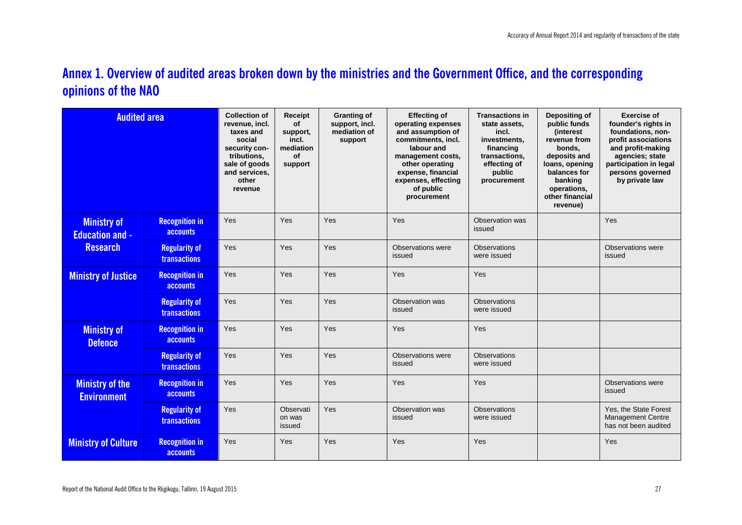## Annex 1. Overview of audited areas broken down by the ministries and the Government Office, and the corresponding opinions of the NAO

| Audited area | | Collection of revenue, incl. taxes and social security contributions, sale of goods and services, other revenue | Receipt of support, incl. mediation of support | Granting of support, incl. mediation of support | Effecting of operating expenses and assumption of commitments, incl. labour and management costs, other operating expense, financial expenses, effecting of public procurement | Transactions in state assets, incl. investments, financing transactions, effecting of public procurement | Depositing of public funds (interest revenue from bonds, deposits and loans, opening balances for banking operations, other financial revenue) | Exercise of founder's rights in foundations, non-profit associations and profit-making agencies; state participation in legal persons governed by private law |
|---|---|---|---|---|---|---|---|---|
| Ministry of Education and Research | Recognition in accounts | Yes | Yes | Yes | Yes | Observation was issued | | Yes |
| | Regularity of transactions | Yes | Yes | Yes | Observations were issued | Observations were issued | | Observations were issued |
| Ministry of Justice | Recognition in accounts | Yes | Yes | Yes | Yes | Yes | | |
| | Regularity of transactions | Yes | Yes | Yes | Observation was issued | Observations were issued | | |
| Ministry of Defence | Recognition in accounts | Yes | Yes | Yes | Yes | Yes | | |
| | Regularity of transactions | Yes | Yes | Yes | Observations were issued | Observations were issued | | |
| Ministry of the Environment | Recognition in accounts | Yes | Yes | Yes | Yes | Yes | | Observations were issued |
| | Regularity of transactions | Yes | Observation was issued | Yes | Observation was issued | Observations were issued | | Yes, the State Forest Management Centre has not been audited |
| Ministry of Culture | Recognition in accounts | Yes | Yes | Yes | Yes | Yes | | Yes |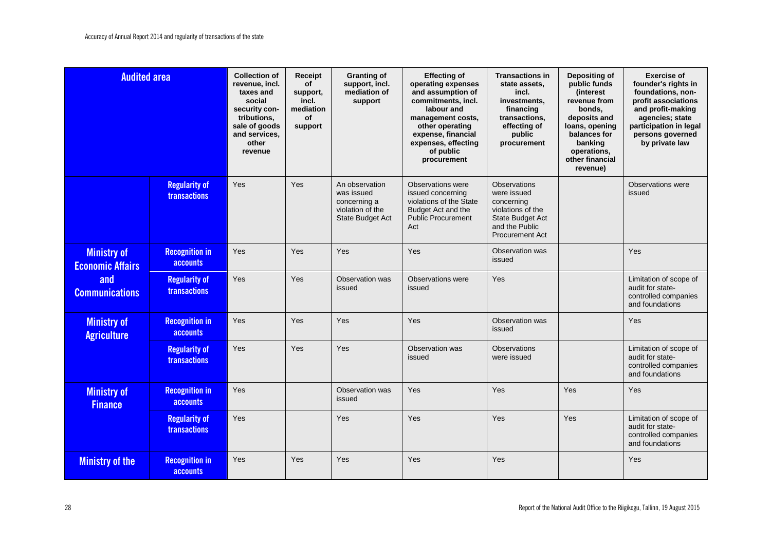| Audited area | | Collection of revenue, incl. taxes and social security con-tributions, sale of goods and services, other revenue | Receipt of support, incl. mediation of support | Granting of support, incl. mediation of support | Effecting of operating expenses and assumption of commitments, incl. labour and management costs, other operating expense, financial expenses, effecting of public procurement | Transactions in state assets, incl. investments, financing transactions, effecting of public procurement | Depositing of public funds (interest revenue from bonds, deposits and loans, opening balances for banking operations, other financial revenue) | Exercise of founder's rights in foundations, non-profit associations and profit-making agencies; state participation in legal persons governed by private law |
|---|---|---|---|---|---|---|---|---|
| | Regularity of transactions | Yes | Yes | An observation was issued concerning a violation of the State Budget Act | Observations were issued concerning violations of the State Budget Act and the Public Procurement Act | Observations were issued concerning violations of the State Budget Act and the Public Procurement Act | | Observations were issued |
| Ministry of Economic Affairs and Communications | Recognition in accounts | Yes | Yes | Yes | Yes | Observation was issued | | Yes |
| | Regularity of transactions | Yes | Yes | Observation was issued | Observations were issued | Yes | | Limitation of scope of audit for state-controlled companies and foundations |
| Ministry of Agriculture | Recognition in accounts | Yes | Yes | Yes | Yes | Observation was issued | | Yes |
| | Regularity of transactions | Yes | Yes | Yes | Observation was issued | Observations were issued | | Limitation of scope of audit for state-controlled companies and foundations |
| Ministry of Finance | Recognition in accounts | Yes | | Observation was issued | Yes | Yes | Yes | Yes |
| | Regularity of transactions | Yes | | Yes | Yes | Yes | Yes | Limitation of scope of audit for state-controlled companies and foundations |
| Ministry of the | Recognition in accounts | Yes | Yes | Yes | Yes | Yes | | Yes |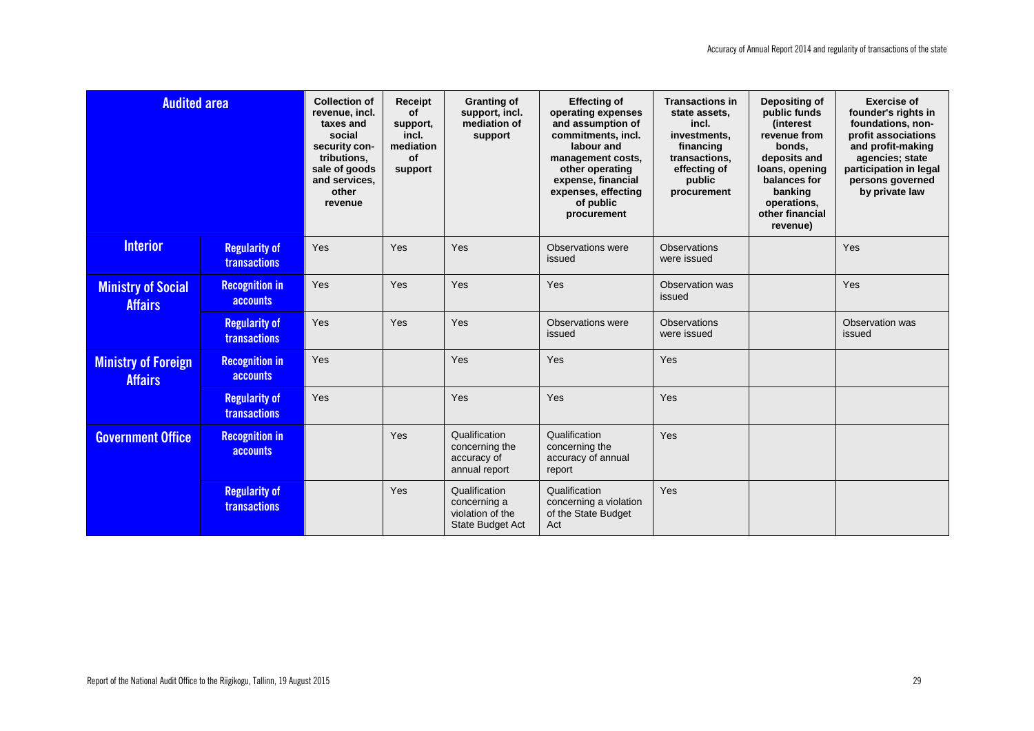| Audited area | | Collection of revenue, incl. taxes and social security con-tributions, sale of goods and services, other revenue | Receipt of support, incl. mediation of support | Granting of support, incl. mediation of support | Effecting of operating expenses and assumption of commitments, incl. labour and management costs, other operating expense, financial expenses, effecting of public procurement | Transactions in state assets, incl. investments, financing transactions, effecting of public procurement | Depositing of public funds (interest revenue from bonds, deposits and loans, opening balances for banking operations, other financial revenue) | Exercise of founder's rights in foundations, non-profit associations and profit-making agencies; state participation in legal persons governed by private law |
|---|---|---|---|---|---|---|---|---|
| Interior | Regularity of transactions | Yes | Yes | Yes | Observations were issued | Observations were issued | | Yes |
| Ministry of Social Affairs | Recognition in accounts | Yes | Yes | Yes | Yes | Observation was issued | | Yes |
| | Regularity of transactions | Yes | Yes | Yes | Observations were issued | Observations were issued | | Observation was issued |
| Ministry of Foreign Affairs | Recognition in accounts | Yes | | Yes | Yes | Yes | | |
| | Regularity of transactions | Yes | | Yes | Yes | Yes | | |
| Government Office | Recognition in accounts | | Yes | Qualification concerning the accuracy of annual report | Qualification concerning the accuracy of annual report | Yes | | |
| | Regularity of transactions | | Yes | Qualification concerning a violation of the State Budget Act | Qualification concerning a violation of the State Budget Act | Yes | | |